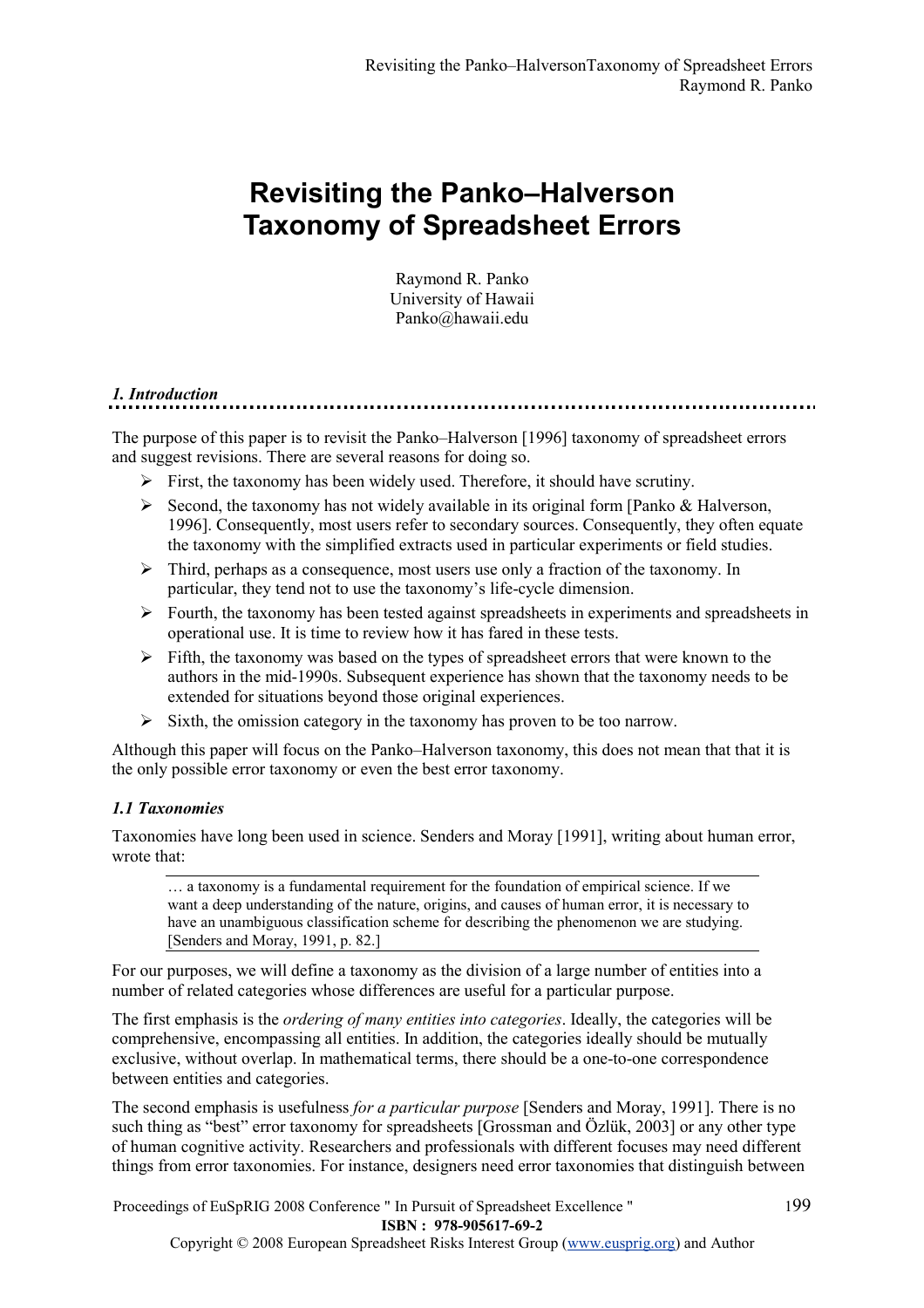# Revisiting the Panko–Halverson Taxonomy of Spreadsheet Errors

Raymond R. Panko
University of Hawaii
Panko@hawaii.edu

## *1. Introduction*

The purpose of this paper is to revisit the Panko–Halverson [1996] taxonomy of spreadsheet errors and suggest revisions. There are several reasons for doing so.

- First, the taxonomy has been widely used. Therefore, it should have scrutiny.
- Second, the taxonomy has not widely available in its original form [Panko & Halverson, 1996]. Consequently, most users refer to secondary sources. Consequently, they often equate the taxonomy with the simplified extracts used in particular experiments or field studies.
- Third, perhaps as a consequence, most users use only a fraction of the taxonomy. In particular, they tend not to use the taxonomy's life-cycle dimension.
- Fourth, the taxonomy has been tested against spreadsheets in experiments and spreadsheets in operational use. It is time to review how it has fared in these tests.
- Fifth, the taxonomy was based on the types of spreadsheet errors that were known to the authors in the mid-1990s. Subsequent experience has shown that the taxonomy needs to be extended for situations beyond those original experiences.
- Sixth, the omission category in the taxonomy has proven to be too narrow.

Although this paper will focus on the Panko–Halverson taxonomy, this does not mean that that it is the only possible error taxonomy or even the best error taxonomy.

### *1.1 Taxonomies*

Taxonomies have long been used in science. Senders and Moray [1991], writing about human error, wrote that:

> … a taxonomy is a fundamental requirement for the foundation of empirical science. If we want a deep understanding of the nature, origins, and causes of human error, it is necessary to have an unambiguous classification scheme for describing the phenomenon we are studying. [Senders and Moray, 1991, p. 82.]

For our purposes, we will define a taxonomy as the division of a large number of entities into a number of related categories whose differences are useful for a particular purpose.

The first emphasis is the *ordering of many entities into categories*. Ideally, the categories will be comprehensive, encompassing all entities. In addition, the categories ideally should be mutually exclusive, without overlap. In mathematical terms, there should be a one-to-one correspondence between entities and categories.

The second emphasis is usefulness *for a particular purpose* [Senders and Moray, 1991]. There is no such thing as "best" error taxonomy for spreadsheets [Grossman and Özlük, 2003] or any other type of human cognitive activity. Researchers and professionals with different focuses may need different things from error taxonomies. For instance, designers need error taxonomies that distinguish between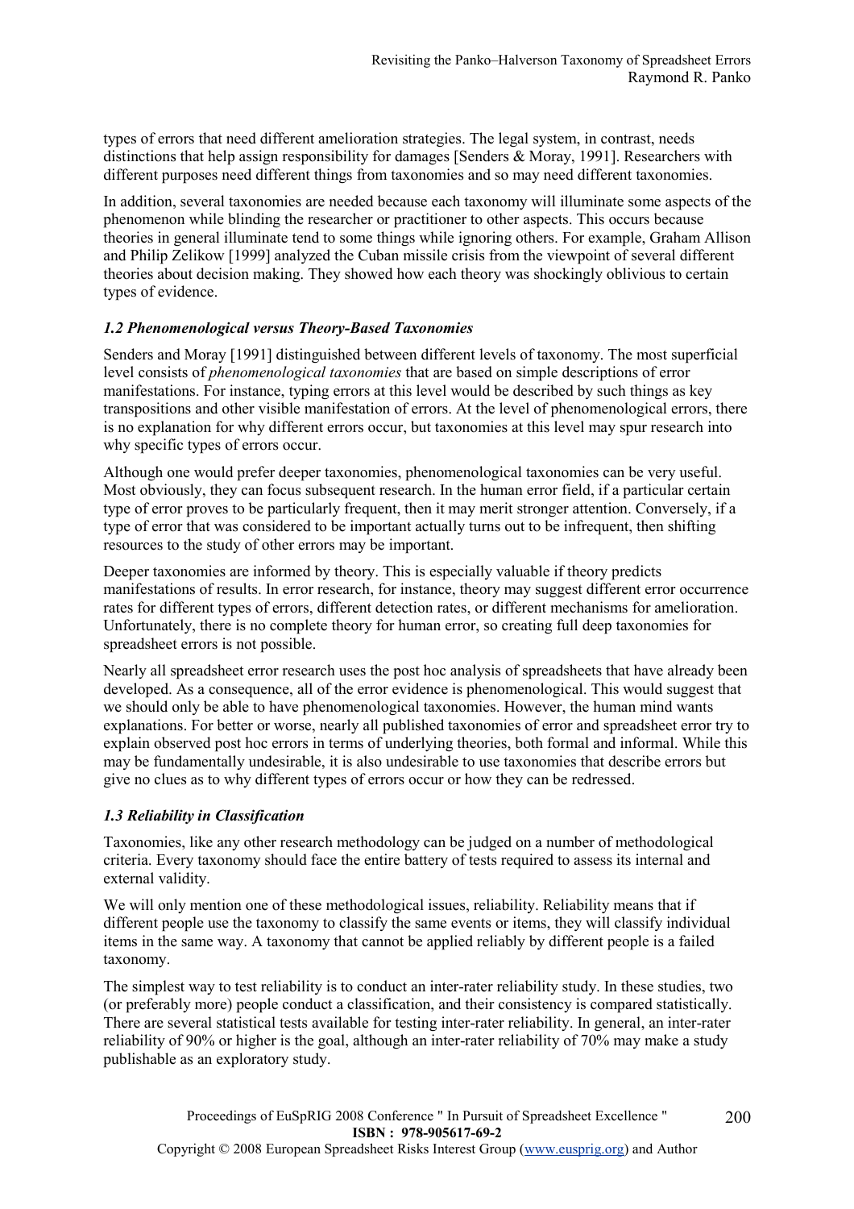types of errors that need different amelioration strategies. The legal system, in contrast, needs distinctions that help assign responsibility for damages [Senders & Moray, 1991]. Researchers with different purposes need different things from taxonomies and so may need different taxonomies.

In addition, several taxonomies are needed because each taxonomy will illuminate some aspects of the phenomenon while blinding the researcher or practitioner to other aspects. This occurs because theories in general illuminate tend to some things while ignoring others. For example, Graham Allison and Philip Zelikow [1999] analyzed the Cuban missile crisis from the viewpoint of several different theories about decision making. They showed how each theory was shockingly oblivious to certain types of evidence.

### *1.2 Phenomenological versus Theory-Based Taxonomies*

Senders and Moray [1991] distinguished between different levels of taxonomy. The most superficial level consists of *phenomenological taxonomies* that are based on simple descriptions of error manifestations. For instance, typing errors at this level would be described by such things as key transpositions and other visible manifestation of errors. At the level of phenomenological errors, there is no explanation for why different errors occur, but taxonomies at this level may spur research into why specific types of errors occur.

Although one would prefer deeper taxonomies, phenomenological taxonomies can be very useful. Most obviously, they can focus subsequent research. In the human error field, if a particular certain type of error proves to be particularly frequent, then it may merit stronger attention. Conversely, if a type of error that was considered to be important actually turns out to be infrequent, then shifting resources to the study of other errors may be important.

Deeper taxonomies are informed by theory. This is especially valuable if theory predicts manifestations of results. In error research, for instance, theory may suggest different error occurrence rates for different types of errors, different detection rates, or different mechanisms for amelioration. Unfortunately, there is no complete theory for human error, so creating full deep taxonomies for spreadsheet errors is not possible.

Nearly all spreadsheet error research uses the post hoc analysis of spreadsheets that have already been developed. As a consequence, all of the error evidence is phenomenological. This would suggest that we should only be able to have phenomenological taxonomies. However, the human mind wants explanations. For better or worse, nearly all published taxonomies of error and spreadsheet error try to explain observed post hoc errors in terms of underlying theories, both formal and informal. While this may be fundamentally undesirable, it is also undesirable to use taxonomies that describe errors but give no clues as to why different types of errors occur or how they can be redressed.

### *1.3 Reliability in Classification*

Taxonomies, like any other research methodology can be judged on a number of methodological criteria. Every taxonomy should face the entire battery of tests required to assess its internal and external validity.

We will only mention one of these methodological issues, reliability. Reliability means that if different people use the taxonomy to classify the same events or items, they will classify individual items in the same way. A taxonomy that cannot be applied reliably by different people is a failed taxonomy.

The simplest way to test reliability is to conduct an inter-rater reliability study. In these studies, two (or preferably more) people conduct a classification, and their consistency is compared statistically. There are several statistical tests available for testing inter-rater reliability. In general, an inter-rater reliability of 90% or higher is the goal, although an inter-rater reliability of 70% may make a study publishable as an exploratory study.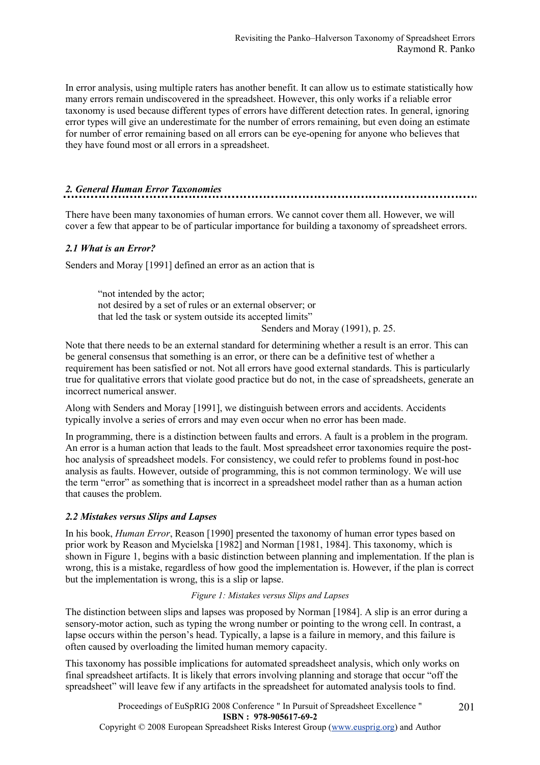In error analysis, using multiple raters has another benefit. It can allow us to estimate statistically how many errors remain undiscovered in the spreadsheet. However, this only works if a reliable error taxonomy is used because different types of errors have different detection rates. In general, ignoring error types will give an underestimate for the number of errors remaining, but even doing an estimate for number of error remaining based on all errors can be eye-opening for anyone who believes that they have found most or all errors in a spreadsheet.

## *2. General Human Error Taxonomies*

There have been many taxonomies of human errors. We cannot cover them all. However, we will cover a few that appear to be of particular importance for building a taxonomy of spreadsheet errors.

### *2.1 What is an Error?*

Senders and Moray [1991] defined an error as an action that is

> "not intended by the actor;
> not desired by a set of rules or an external observer; or
> that led the task or system outside its accepted limits"
> Senders and Moray (1991), p. 25.

Note that there needs to be an external standard for determining whether a result is an error. This can be general consensus that something is an error, or there can be a definitive test of whether a requirement has been satisfied or not. Not all errors have good external standards. This is particularly true for qualitative errors that violate good practice but do not, in the case of spreadsheets, generate an incorrect numerical answer.

Along with Senders and Moray [1991], we distinguish between errors and accidents. Accidents typically involve a series of errors and may even occur when no error has been made.

In programming, there is a distinction between faults and errors. A fault is a problem in the program. An error is a human action that leads to the fault. Most spreadsheet error taxonomies require the post-hoc analysis of spreadsheet models. For consistency, we could refer to problems found in post-hoc analysis as faults. However, outside of programming, this is not common terminology. We will use the term "error" as something that is incorrect in a spreadsheet model rather than as a human action that causes the problem.

### *2.2 Mistakes versus Slips and Lapses*

In his book, *Human Error*, Reason [1990] presented the taxonomy of human error types based on prior work by Reason and Mycielska [1982] and Norman [1981, 1984]. This taxonomy, which is shown in Figure 1, begins with a basic distinction between planning and implementation. If the plan is wrong, this is a mistake, regardless of how good the implementation is. However, if the plan is correct but the implementation is wrong, this is a slip or lapse.

*Figure 1: Mistakes versus Slips and Lapses*

The distinction between slips and lapses was proposed by Norman [1984]. A slip is an error during a sensory-motor action, such as typing the wrong number or pointing to the wrong cell. In contrast, a lapse occurs within the person's head. Typically, a lapse is a failure in memory, and this failure is often caused by overloading the limited human memory capacity.

This taxonomy has possible implications for automated spreadsheet analysis, which only works on final spreadsheet artifacts. It is likely that errors involving planning and storage that occur "off the spreadsheet" will leave few if any artifacts in the spreadsheet for automated analysis tools to find.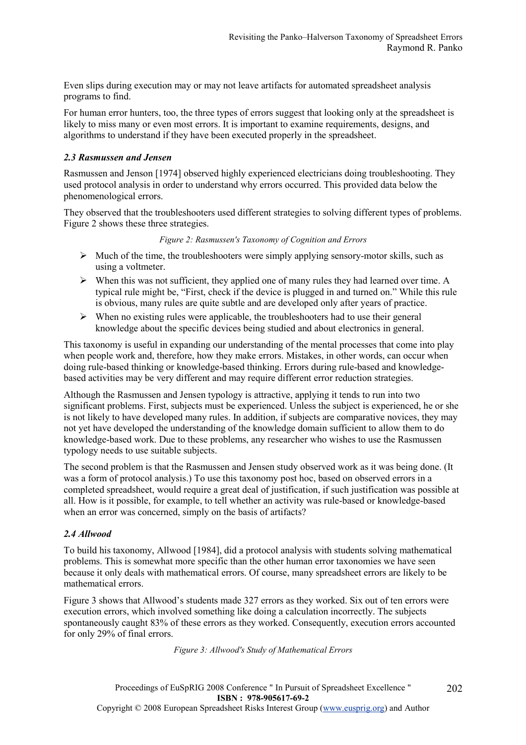Even slips during execution may or may not leave artifacts for automated spreadsheet analysis programs to find.

For human error hunters, too, the three types of errors suggest that looking only at the spreadsheet is likely to miss many or even most errors. It is important to examine requirements, designs, and algorithms to understand if they have been executed properly in the spreadsheet.

### *2.3 Rasmussen and Jensen*

Rasmussen and Jenson [1974] observed highly experienced electricians doing troubleshooting. They used protocol analysis in order to understand why errors occurred. This provided data below the phenomenological errors.

They observed that the troubleshooters used different strategies to solving different types of problems. Figure 2 shows these three strategies.

*Figure 2: Rasmussen's Taxonomy of Cognition and Errors*

- Much of the time, the troubleshooters were simply applying sensory-motor skills, such as using a voltmeter.
- When this was not sufficient, they applied one of many rules they had learned over time. A typical rule might be, "First, check if the device is plugged in and turned on." While this rule is obvious, many rules are quite subtle and are developed only after years of practice.
- When no existing rules were applicable, the troubleshooters had to use their general knowledge about the specific devices being studied and about electronics in general.

This taxonomy is useful in expanding our understanding of the mental processes that come into play when people work and, therefore, how they make errors. Mistakes, in other words, can occur when doing rule-based thinking or knowledge-based thinking. Errors during rule-based and knowledge-based activities may be very different and may require different error reduction strategies.

Although the Rasmussen and Jensen typology is attractive, applying it tends to run into two significant problems. First, subjects must be experienced. Unless the subject is experienced, he or she is not likely to have developed many rules. In addition, if subjects are comparative novices, they may not yet have developed the understanding of the knowledge domain sufficient to allow them to do knowledge-based work. Due to these problems, any researcher who wishes to use the Rasmussen typology needs to use suitable subjects.

The second problem is that the Rasmussen and Jensen study observed work as it was being done. (It was a form of protocol analysis.) To use this taxonomy post hoc, based on observed errors in a completed spreadsheet, would require a great deal of justification, if such justification was possible at all. How is it possible, for example, to tell whether an activity was rule-based or knowledge-based when an error was concerned, simply on the basis of artifacts?

### *2.4 Allwood*

To build his taxonomy, Allwood [1984], did a protocol analysis with students solving mathematical problems. This is somewhat more specific than the other human error taxonomies we have seen because it only deals with mathematical errors. Of course, many spreadsheet errors are likely to be mathematical errors.

Figure 3 shows that Allwood's students made 327 errors as they worked. Six out of ten errors were execution errors, which involved something like doing a calculation incorrectly. The subjects spontaneously caught 83% of these errors as they worked. Consequently, execution errors accounted for only 29% of final errors.

*Figure 3: Allwood's Study of Mathematical Errors*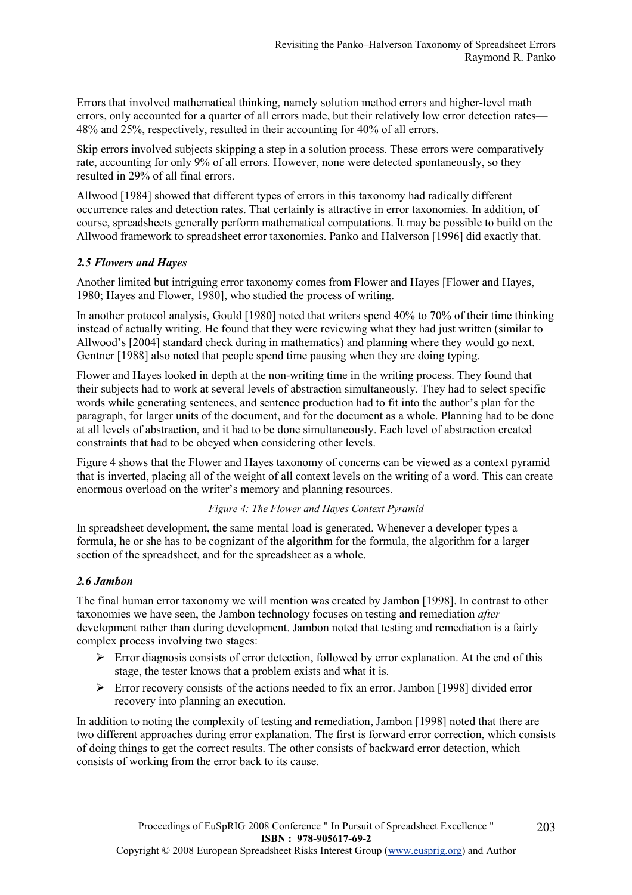Errors that involved mathematical thinking, namely solution method errors and higher-level math errors, only accounted for a quarter of all errors made, but their relatively low error detection rates—48% and 25%, respectively, resulted in their accounting for 40% of all errors.

Skip errors involved subjects skipping a step in a solution process. These errors were comparatively rate, accounting for only 9% of all errors. However, none were detected spontaneously, so they resulted in 29% of all final errors.

Allwood [1984] showed that different types of errors in this taxonomy had radically different occurrence rates and detection rates. That certainly is attractive in error taxonomies. In addition, of course, spreadsheets generally perform mathematical computations. It may be possible to build on the Allwood framework to spreadsheet error taxonomies. Panko and Halverson [1996] did exactly that.

### *2.5 Flowers and Hayes*

Another limited but intriguing error taxonomy comes from Flower and Hayes [Flower and Hayes, 1980; Hayes and Flower, 1980], who studied the process of writing.

In another protocol analysis, Gould [1980] noted that writers spend 40% to 70% of their time thinking instead of actually writing. He found that they were reviewing what they had just written (similar to Allwood's [2004] standard check during in mathematics) and planning where they would go next. Gentner [1988] also noted that people spend time pausing when they are doing typing.

Flower and Hayes looked in depth at the non-writing time in the writing process. They found that their subjects had to work at several levels of abstraction simultaneously. They had to select specific words while generating sentences, and sentence production had to fit into the author's plan for the paragraph, for larger units of the document, and for the document as a whole. Planning had to be done at all levels of abstraction, and it had to be done simultaneously. Each level of abstraction created constraints that had to be obeyed when considering other levels.

Figure 4 shows that the Flower and Hayes taxonomy of concerns can be viewed as a context pyramid that is inverted, placing all of the weight of all context levels on the writing of a word. This can create enormous overload on the writer's memory and planning resources.

*Figure 4: The Flower and Hayes Context Pyramid*

In spreadsheet development, the same mental load is generated. Whenever a developer types a formula, he or she has to be cognizant of the algorithm for the formula, the algorithm for a larger section of the spreadsheet, and for the spreadsheet as a whole.

### *2.6 Jambon*

The final human error taxonomy we will mention was created by Jambon [1998]. In contrast to other taxonomies we have seen, the Jambon technology focuses on testing and remediation *after* development rather than during development. Jambon noted that testing and remediation is a fairly complex process involving two stages:

- Error diagnosis consists of error detection, followed by error explanation. At the end of this stage, the tester knows that a problem exists and what it is.
- Error recovery consists of the actions needed to fix an error. Jambon [1998] divided error recovery into planning an execution.

In addition to noting the complexity of testing and remediation, Jambon [1998] noted that there are two different approaches during error explanation. The first is forward error correction, which consists of doing things to get the correct results. The other consists of backward error detection, which consists of working from the error back to its cause.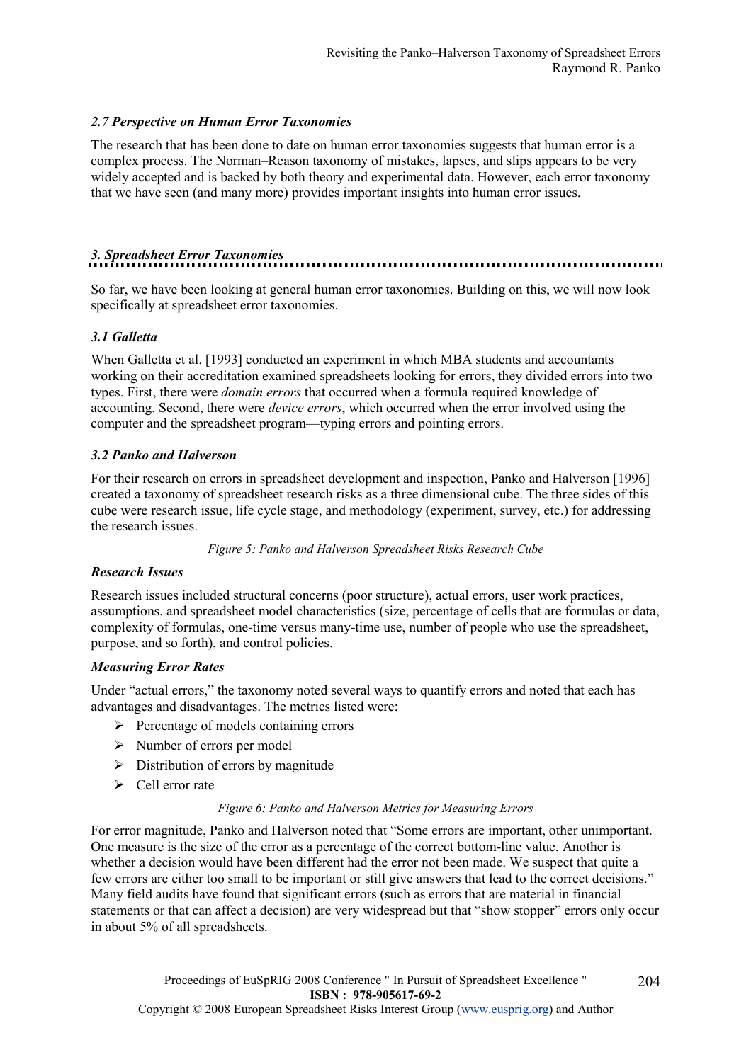### *2.7 Perspective on Human Error Taxonomies*

The research that has been done to date on human error taxonomies suggests that human error is a complex process. The Norman–Reason taxonomy of mistakes, lapses, and slips appears to be very widely accepted and is backed by both theory and experimental data. However, each error taxonomy that we have seen (and many more) provides important insights into human error issues.

## *3. Spreadsheet Error Taxonomies*

So far, we have been looking at general human error taxonomies. Building on this, we will now look specifically at spreadsheet error taxonomies.

### *3.1 Galletta*

When Galletta et al. [1993] conducted an experiment in which MBA students and accountants working on their accreditation examined spreadsheets looking for errors, they divided errors into two types. First, there were *domain errors* that occurred when a formula required knowledge of accounting. Second, there were *device errors*, which occurred when the error involved using the computer and the spreadsheet program—typing errors and pointing errors.

### *3.2 Panko and Halverson*

For their research on errors in spreadsheet development and inspection, Panko and Halverson [1996] created a taxonomy of spreadsheet research risks as a three dimensional cube. The three sides of this cube were research issue, life cycle stage, and methodology (experiment, survey, etc.) for addressing the research issues.

*Figure 5: Panko and Halverson Spreadsheet Risks Research Cube*

#### *Research Issues*

Research issues included structural concerns (poor structure), actual errors, user work practices, assumptions, and spreadsheet model characteristics (size, percentage of cells that are formulas or data, complexity of formulas, one-time versus many-time use, number of people who use the spreadsheet, purpose, and so forth), and control policies.

#### *Measuring Error Rates*

Under "actual errors," the taxonomy noted several ways to quantify errors and noted that each has advantages and disadvantages. The metrics listed were:

- Percentage of models containing errors
- Number of errors per model
- Distribution of errors by magnitude
- Cell error rate

*Figure 6: Panko and Halverson Metrics for Measuring Errors*

For error magnitude, Panko and Halverson noted that "Some errors are important, other unimportant. One measure is the size of the error as a percentage of the correct bottom-line value. Another is whether a decision would have been different had the error not been made. We suspect that quite a few errors are either too small to be important or still give answers that lead to the correct decisions." Many field audits have found that significant errors (such as errors that are material in financial statements or that can affect a decision) are very widespread but that "show stopper" errors only occur in about 5% of all spreadsheets.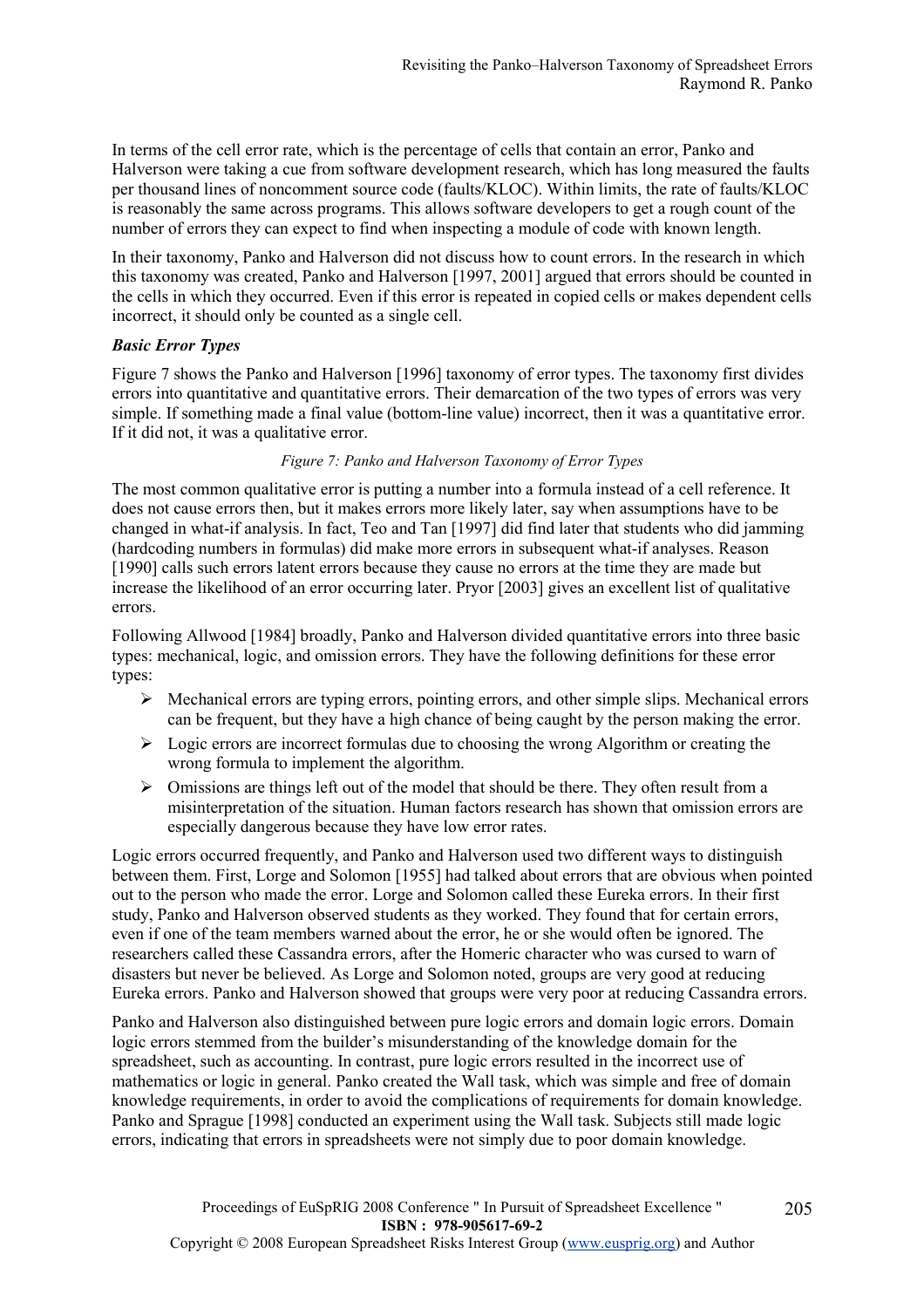In terms of the cell error rate, which is the percentage of cells that contain an error, Panko and Halverson were taking a cue from software development research, which has long measured the faults per thousand lines of noncomment source code (faults/KLOC). Within limits, the rate of faults/KLOC is reasonably the same across programs. This allows software developers to get a rough count of the number of errors they can expect to find when inspecting a module of code with known length.

In their taxonomy, Panko and Halverson did not discuss how to count errors. In the research in which this taxonomy was created, Panko and Halverson [1997, 2001] argued that errors should be counted in the cells in which they occurred. Even if this error is repeated in copied cells or makes dependent cells incorrect, it should only be counted as a single cell.

### *Basic Error Types*

Figure 7 shows the Panko and Halverson [1996] taxonomy of error types. The taxonomy first divides errors into quantitative and quantitative errors. Their demarcation of the two types of errors was very simple. If something made a final value (bottom-line value) incorrect, then it was a quantitative error. If it did not, it was a qualitative error.

*Figure 7: Panko and Halverson Taxonomy of Error Types*

The most common qualitative error is putting a number into a formula instead of a cell reference. It does not cause errors then, but it makes errors more likely later, say when assumptions have to be changed in what-if analysis. In fact, Teo and Tan [1997] did find later that students who did jamming (hardcoding numbers in formulas) did make more errors in subsequent what-if analyses. Reason [1990] calls such errors latent errors because they cause no errors at the time they are made but increase the likelihood of an error occurring later. Pryor [2003] gives an excellent list of qualitative errors.

Following Allwood [1984] broadly, Panko and Halverson divided quantitative errors into three basic types: mechanical, logic, and omission errors. They have the following definitions for these error types:

- Mechanical errors are typing errors, pointing errors, and other simple slips. Mechanical errors can be frequent, but they have a high chance of being caught by the person making the error.
- Logic errors are incorrect formulas due to choosing the wrong Algorithm or creating the wrong formula to implement the algorithm.
- Omissions are things left out of the model that should be there. They often result from a misinterpretation of the situation. Human factors research has shown that omission errors are especially dangerous because they have low error rates.

Logic errors occurred frequently, and Panko and Halverson used two different ways to distinguish between them. First, Lorge and Solomon [1955] had talked about errors that are obvious when pointed out to the person who made the error. Lorge and Solomon called these Eureka errors. In their first study, Panko and Halverson observed students as they worked. They found that for certain errors, even if one of the team members warned about the error, he or she would often be ignored. The researchers called these Cassandra errors, after the Homeric character who was cursed to warn of disasters but never be believed. As Lorge and Solomon noted, groups are very good at reducing Eureka errors. Panko and Halverson showed that groups were very poor at reducing Cassandra errors.

Panko and Halverson also distinguished between pure logic errors and domain logic errors. Domain logic errors stemmed from the builder's misunderstanding of the knowledge domain for the spreadsheet, such as accounting. In contrast, pure logic errors resulted in the incorrect use of mathematics or logic in general. Panko created the Wall task, which was simple and free of domain knowledge requirements, in order to avoid the complications of requirements for domain knowledge. Panko and Sprague [1998] conducted an experiment using the Wall task. Subjects still made logic errors, indicating that errors in spreadsheets were not simply due to poor domain knowledge.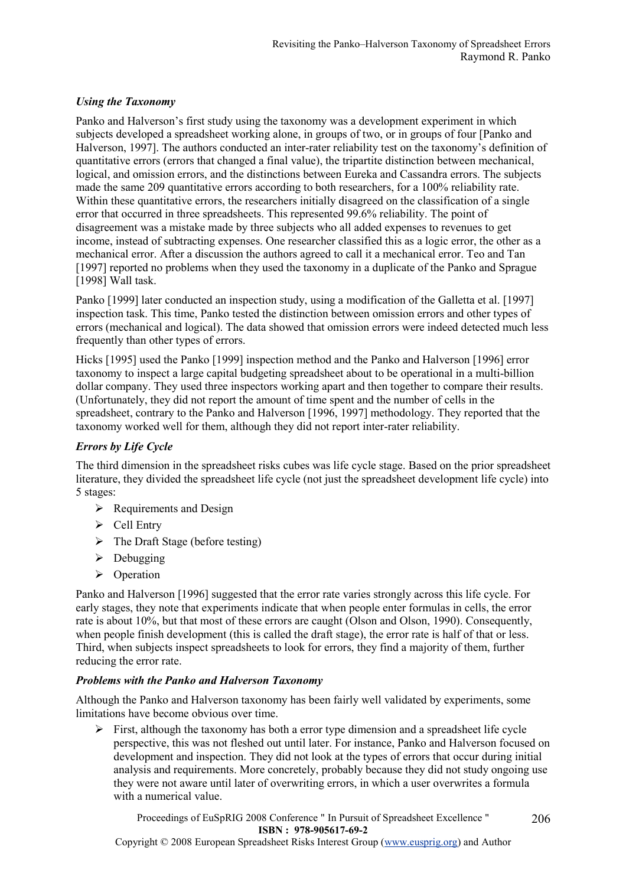### *Using the Taxonomy*

Panko and Halverson's first study using the taxonomy was a development experiment in which subjects developed a spreadsheet working alone, in groups of two, or in groups of four [Panko and Halverson, 1997]. The authors conducted an inter-rater reliability test on the taxonomy's definition of quantitative errors (errors that changed a final value), the tripartite distinction between mechanical, logical, and omission errors, and the distinctions between Eureka and Cassandra errors. The subjects made the same 209 quantitative errors according to both researchers, for a 100% reliability rate. Within these quantitative errors, the researchers initially disagreed on the classification of a single error that occurred in three spreadsheets. This represented 99.6% reliability. The point of disagreement was a mistake made by three subjects who all added expenses to revenues to get income, instead of subtracting expenses. One researcher classified this as a logic error, the other as a mechanical error. After a discussion the authors agreed to call it a mechanical error. Teo and Tan [1997] reported no problems when they used the taxonomy in a duplicate of the Panko and Sprague [1998] Wall task.

Panko [1999] later conducted an inspection study, using a modification of the Galletta et al. [1997] inspection task. This time, Panko tested the distinction between omission errors and other types of errors (mechanical and logical). The data showed that omission errors were indeed detected much less frequently than other types of errors.

Hicks [1995] used the Panko [1999] inspection method and the Panko and Halverson [1996] error taxonomy to inspect a large capital budgeting spreadsheet about to be operational in a multi-billion dollar company. They used three inspectors working apart and then together to compare their results. (Unfortunately, they did not report the amount of time spent and the number of cells in the spreadsheet, contrary to the Panko and Halverson [1996, 1997] methodology. They reported that the taxonomy worked well for them, although they did not report inter-rater reliability.

### *Errors by Life Cycle*

The third dimension in the spreadsheet risks cubes was life cycle stage. Based on the prior spreadsheet literature, they divided the spreadsheet life cycle (not just the spreadsheet development life cycle) into 5 stages:

- Requirements and Design
- Cell Entry
- The Draft Stage (before testing)
- Debugging
- Operation

Panko and Halverson [1996] suggested that the error rate varies strongly across this life cycle. For early stages, they note that experiments indicate that when people enter formulas in cells, the error rate is about 10%, but that most of these errors are caught (Olson and Olson, 1990). Consequently, when people finish development (this is called the draft stage), the error rate is half of that or less. Third, when subjects inspect spreadsheets to look for errors, they find a majority of them, further reducing the error rate.

### *Problems with the Panko and Halverson Taxonomy*

Although the Panko and Halverson taxonomy has been fairly well validated by experiments, some limitations have become obvious over time.

- First, although the taxonomy has both a error type dimension and a spreadsheet life cycle perspective, this was not fleshed out until later. For instance, Panko and Halverson focused on development and inspection. They did not look at the types of errors that occur during initial analysis and requirements. More concretely, probably because they did not study ongoing use they were not aware until later of overwriting errors, in which a user overwrites a formula with a numerical value.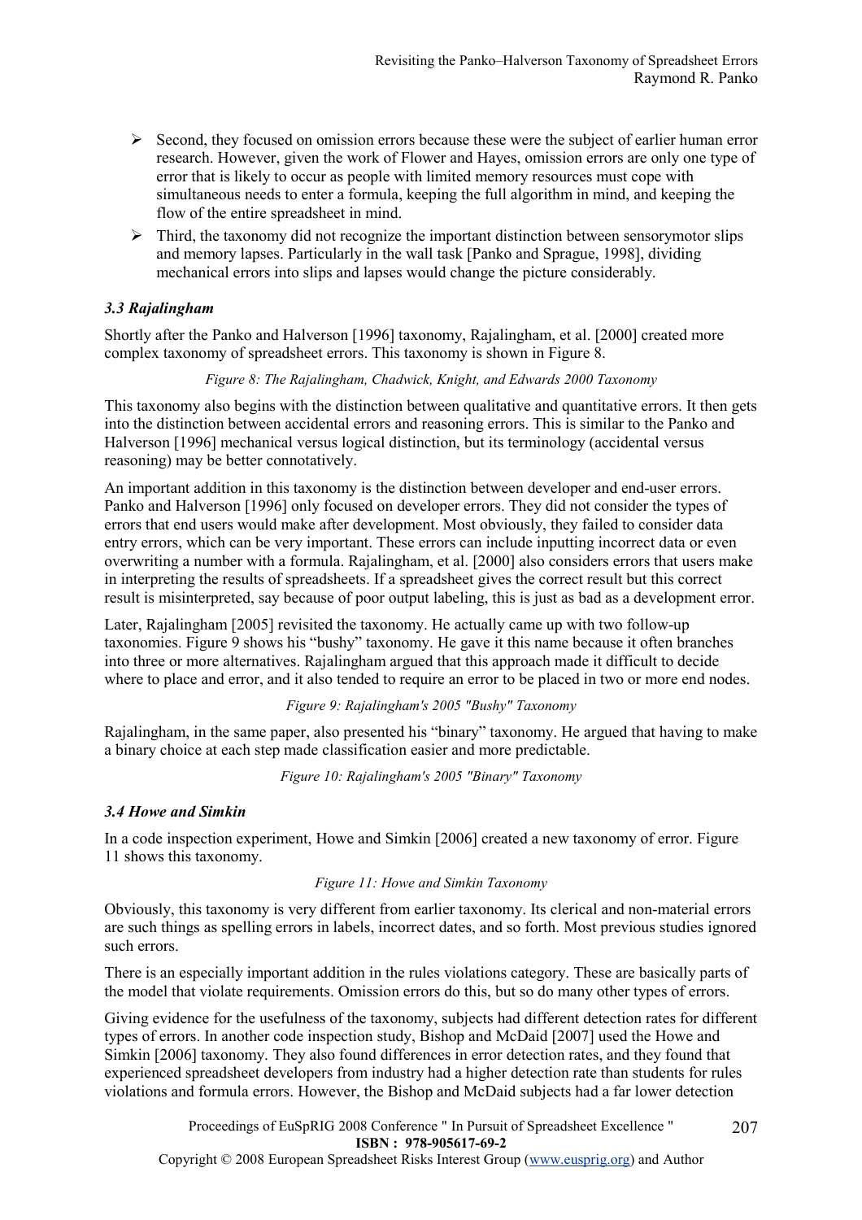- Second, they focused on omission errors because these were the subject of earlier human error research. However, given the work of Flower and Hayes, omission errors are only one type of error that is likely to occur as people with limited memory resources must cope with simultaneous needs to enter a formula, keeping the full algorithm in mind, and keeping the flow of the entire spreadsheet in mind.
- Third, the taxonomy did not recognize the important distinction between sensorymotor slips and memory lapses. Particularly in the wall task [Panko and Sprague, 1998], dividing mechanical errors into slips and lapses would change the picture considerably.

### *3.3 Rajalingham*

Shortly after the Panko and Halverson [1996] taxonomy, Rajalingham, et al. [2000] created more complex taxonomy of spreadsheet errors. This taxonomy is shown in Figure 8.

*Figure 8: The Rajalingham, Chadwick, Knight, and Edwards 2000 Taxonomy*

This taxonomy also begins with the distinction between qualitative and quantitative errors. It then gets into the distinction between accidental errors and reasoning errors. This is similar to the Panko and Halverson [1996] mechanical versus logical distinction, but its terminology (accidental versus reasoning) may be better connotatively.

An important addition in this taxonomy is the distinction between developer and end-user errors. Panko and Halverson [1996] only focused on developer errors. They did not consider the types of errors that end users would make after development. Most obviously, they failed to consider data entry errors, which can be very important. These errors can include inputting incorrect data or even overwriting a number with a formula. Rajalingham, et al. [2000] also considers errors that users make in interpreting the results of spreadsheets. If a spreadsheet gives the correct result but this correct result is misinterpreted, say because of poor output labeling, this is just as bad as a development error.

Later, Rajalingham [2005] revisited the taxonomy. He actually came up with two follow-up taxonomies. Figure 9 shows his "bushy" taxonomy. He gave it this name because it often branches into three or more alternatives. Rajalingham argued that this approach made it difficult to decide where to place and error, and it also tended to require an error to be placed in two or more end nodes.

*Figure 9: Rajalingham's 2005 "Bushy" Taxonomy*

Rajalingham, in the same paper, also presented his "binary" taxonomy. He argued that having to make a binary choice at each step made classification easier and more predictable.

*Figure 10: Rajalingham's 2005 "Binary" Taxonomy*

### *3.4 Howe and Simkin*

In a code inspection experiment, Howe and Simkin [2006] created a new taxonomy of error. Figure 11 shows this taxonomy.

*Figure 11: Howe and Simkin Taxonomy*

Obviously, this taxonomy is very different from earlier taxonomy. Its clerical and non-material errors are such things as spelling errors in labels, incorrect dates, and so forth. Most previous studies ignored such errors.

There is an especially important addition in the rules violations category. These are basically parts of the model that violate requirements. Omission errors do this, but so do many other types of errors.

Giving evidence for the usefulness of the taxonomy, subjects had different detection rates for different types of errors. In another code inspection study, Bishop and McDaid [2007] used the Howe and Simkin [2006] taxonomy. They also found differences in error detection rates, and they found that experienced spreadsheet developers from industry had a higher detection rate than students for rules violations and formula errors. However, the Bishop and McDaid subjects had a far lower detection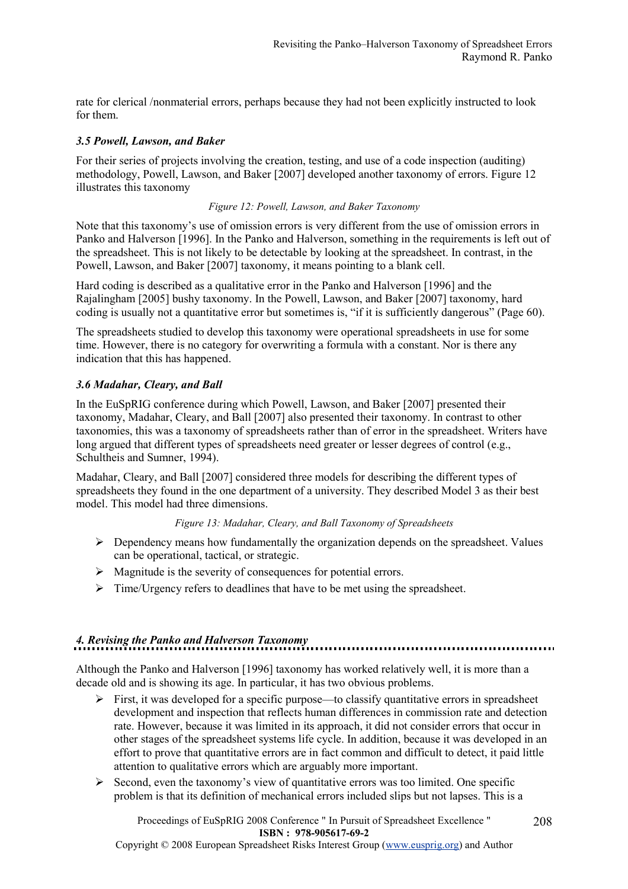rate for clerical /nonmaterial errors, perhaps because they had not been explicitly instructed to look for them.

### *3.5 Powell, Lawson, and Baker*

For their series of projects involving the creation, testing, and use of a code inspection (auditing) methodology, Powell, Lawson, and Baker [2007] developed another taxonomy of errors. Figure 12 illustrates this taxonomy

*Figure 12: Powell, Lawson, and Baker Taxonomy*

Note that this taxonomy's use of omission errors is very different from the use of omission errors in Panko and Halverson [1996]. In the Panko and Halverson, something in the requirements is left out of the spreadsheet. This is not likely to be detectable by looking at the spreadsheet. In contrast, in the Powell, Lawson, and Baker [2007] taxonomy, it means pointing to a blank cell.

Hard coding is described as a qualitative error in the Panko and Halverson [1996] and the Rajalingham [2005] bushy taxonomy. In the Powell, Lawson, and Baker [2007] taxonomy, hard coding is usually not a quantitative error but sometimes is, "if it is sufficiently dangerous" (Page 60).

The spreadsheets studied to develop this taxonomy were operational spreadsheets in use for some time. However, there is no category for overwriting a formula with a constant. Nor is there any indication that this has happened.

### *3.6 Madahar, Cleary, and Ball*

In the EuSpRIG conference during which Powell, Lawson, and Baker [2007] presented their taxonomy, Madahar, Cleary, and Ball [2007] also presented their taxonomy. In contrast to other taxonomies, this was a taxonomy of spreadsheets rather than of error in the spreadsheet. Writers have long argued that different types of spreadsheets need greater or lesser degrees of control (e.g., Schultheis and Sumner, 1994).

Madahar, Cleary, and Ball [2007] considered three models for describing the different types of spreadsheets they found in the one department of a university. They described Model 3 as their best model. This model had three dimensions.

*Figure 13: Madahar, Cleary, and Ball Taxonomy of Spreadsheets*

- Dependency means how fundamentally the organization depends on the spreadsheet. Values can be operational, tactical, or strategic.
- Magnitude is the severity of consequences for potential errors.
- Time/Urgency refers to deadlines that have to be met using the spreadsheet.

## *4. Revising the Panko and Halverson Taxonomy*

Although the Panko and Halverson [1996] taxonomy has worked relatively well, it is more than a decade old and is showing its age. In particular, it has two obvious problems.

- First, it was developed for a specific purpose—to classify quantitative errors in spreadsheet development and inspection that reflects human differences in commission rate and detection rate. However, because it was limited in its approach, it did not consider errors that occur in other stages of the spreadsheet systems life cycle. In addition, because it was developed in an effort to prove that quantitative errors are in fact common and difficult to detect, it paid little attention to qualitative errors which are arguably more important.
- Second, even the taxonomy's view of quantitative errors was too limited. One specific problem is that its definition of mechanical errors included slips but not lapses. This is a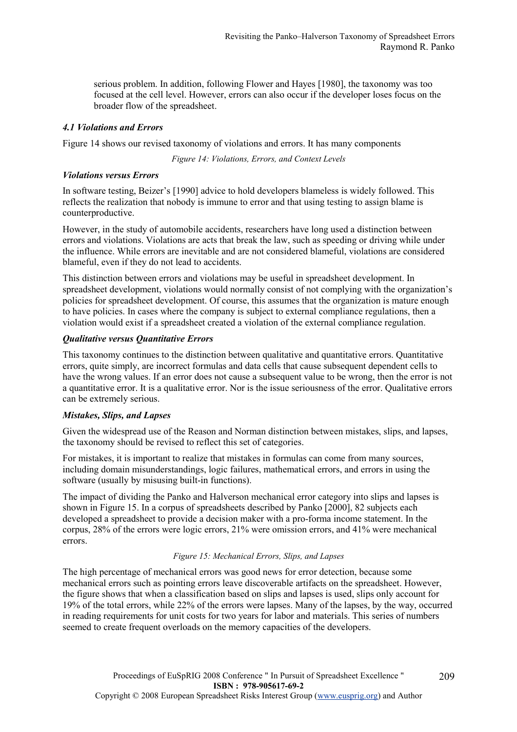serious problem. In addition, following Flower and Hayes [1980], the taxonomy was too focused at the cell level. However, errors can also occur if the developer loses focus on the broader flow of the spreadsheet.

### *4.1 Violations and Errors*

Figure 14 shows our revised taxonomy of violations and errors. It has many components

*Figure 14: Violations, Errors, and Context Levels*

#### *Violations versus Errors*

In software testing, Beizer's [1990] advice to hold developers blameless is widely followed. This reflects the realization that nobody is immune to error and that using testing to assign blame is counterproductive.

However, in the study of automobile accidents, researchers have long used a distinction between errors and violations. Violations are acts that break the law, such as speeding or driving while under the influence. While errors are inevitable and are not considered blameful, violations are considered blameful, even if they do not lead to accidents.

This distinction between errors and violations may be useful in spreadsheet development. In spreadsheet development, violations would normally consist of not complying with the organization's policies for spreadsheet development. Of course, this assumes that the organization is mature enough to have policies. In cases where the company is subject to external compliance regulations, then a violation would exist if a spreadsheet created a violation of the external compliance regulation.

#### *Qualitative versus Quantitative Errors*

This taxonomy continues to the distinction between qualitative and quantitative errors. Quantitative errors, quite simply, are incorrect formulas and data cells that cause subsequent dependent cells to have the wrong values. If an error does not cause a subsequent value to be wrong, then the error is not a quantitative error. It is a qualitative error. Nor is the issue seriousness of the error. Qualitative errors can be extremely serious.

#### *Mistakes, Slips, and Lapses*

Given the widespread use of the Reason and Norman distinction between mistakes, slips, and lapses, the taxonomy should be revised to reflect this set of categories.

For mistakes, it is important to realize that mistakes in formulas can come from many sources, including domain misunderstandings, logic failures, mathematical errors, and errors in using the software (usually by misusing built-in functions).

The impact of dividing the Panko and Halverson mechanical error category into slips and lapses is shown in Figure 15. In a corpus of spreadsheets described by Panko [2000], 82 subjects each developed a spreadsheet to provide a decision maker with a pro-forma income statement. In the corpus, 28% of the errors were logic errors, 21% were omission errors, and 41% were mechanical errors.

*Figure 15: Mechanical Errors, Slips, and Lapses*

The high percentage of mechanical errors was good news for error detection, because some mechanical errors such as pointing errors leave discoverable artifacts on the spreadsheet. However, the figure shows that when a classification based on slips and lapses is used, slips only account for 19% of the total errors, while 22% of the errors were lapses. Many of the lapses, by the way, occurred in reading requirements for unit costs for two years for labor and materials. This series of numbers seemed to create frequent overloads on the memory capacities of the developers.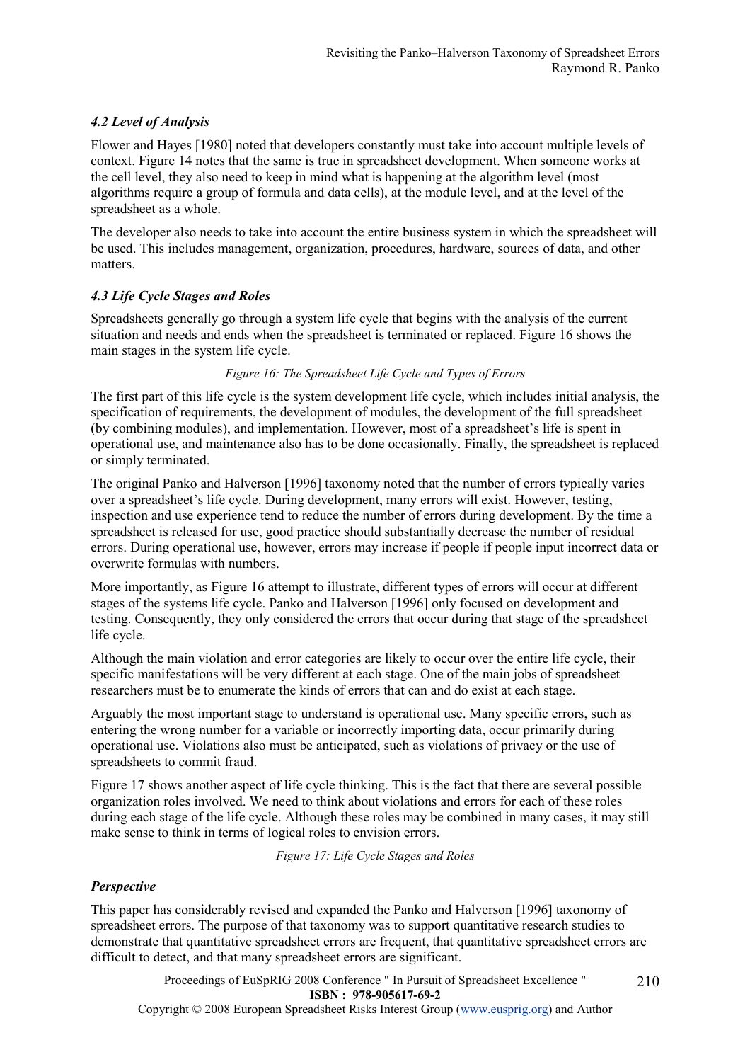### *4.2 Level of Analysis*

Flower and Hayes [1980] noted that developers constantly must take into account multiple levels of context. Figure 14 notes that the same is true in spreadsheet development. When someone works at the cell level, they also need to keep in mind what is happening at the algorithm level (most algorithms require a group of formula and data cells), at the module level, and at the level of the spreadsheet as a whole.

The developer also needs to take into account the entire business system in which the spreadsheet will be used. This includes management, organization, procedures, hardware, sources of data, and other matters.

### *4.3 Life Cycle Stages and Roles*

Spreadsheets generally go through a system life cycle that begins with the analysis of the current situation and needs and ends when the spreadsheet is terminated or replaced. Figure 16 shows the main stages in the system life cycle.

*Figure 16: The Spreadsheet Life Cycle and Types of Errors*

The first part of this life cycle is the system development life cycle, which includes initial analysis, the specification of requirements, the development of modules, the development of the full spreadsheet (by combining modules), and implementation. However, most of a spreadsheet's life is spent in operational use, and maintenance also has to be done occasionally. Finally, the spreadsheet is replaced or simply terminated.

The original Panko and Halverson [1996] taxonomy noted that the number of errors typically varies over a spreadsheet's life cycle. During development, many errors will exist. However, testing, inspection and use experience tend to reduce the number of errors during development. By the time a spreadsheet is released for use, good practice should substantially decrease the number of residual errors. During operational use, however, errors may increase if people if people input incorrect data or overwrite formulas with numbers.

More importantly, as Figure 16 attempt to illustrate, different types of errors will occur at different stages of the systems life cycle. Panko and Halverson [1996] only focused on development and testing. Consequently, they only considered the errors that occur during that stage of the spreadsheet life cycle.

Although the main violation and error categories are likely to occur over the entire life cycle, their specific manifestations will be very different at each stage. One of the main jobs of spreadsheet researchers must be to enumerate the kinds of errors that can and do exist at each stage.

Arguably the most important stage to understand is operational use. Many specific errors, such as entering the wrong number for a variable or incorrectly importing data, occur primarily during operational use. Violations also must be anticipated, such as violations of privacy or the use of spreadsheets to commit fraud.

Figure 17 shows another aspect of life cycle thinking. This is the fact that there are several possible organization roles involved. We need to think about violations and errors for each of these roles during each stage of the life cycle. Although these roles may be combined in many cases, it may still make sense to think in terms of logical roles to envision errors.

*Figure 17: Life Cycle Stages and Roles*

### *Perspective*

This paper has considerably revised and expanded the Panko and Halverson [1996] taxonomy of spreadsheet errors. The purpose of that taxonomy was to support quantitative research studies to demonstrate that quantitative spreadsheet errors are frequent, that quantitative spreadsheet errors are difficult to detect, and that many spreadsheet errors are significant.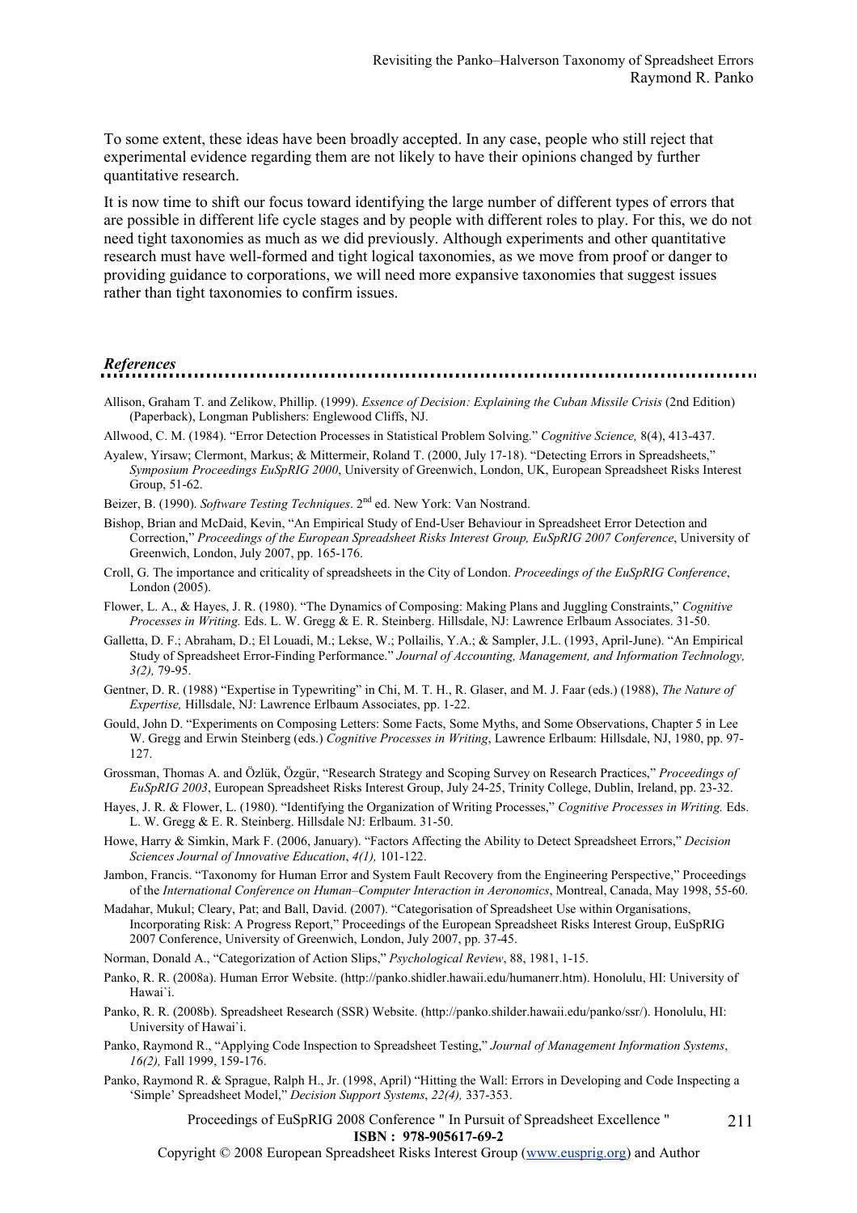To some extent, these ideas have been broadly accepted. In any case, people who still reject that experimental evidence regarding them are not likely to have their opinions changed by further quantitative research.

It is now time to shift our focus toward identifying the large number of different types of errors that are possible in different life cycle stages and by people with different roles to play. For this, we do not need tight taxonomies as much as we did previously. Although experiments and other quantitative research must have well-formed and tight logical taxonomies, as we move from proof or danger to providing guidance to corporations, we will need more expansive taxonomies that suggest issues rather than tight taxonomies to confirm issues.

### *References*

Allison, Graham T. and Zelikow, Phillip. (1999). *Essence of Decision: Explaining the Cuban Missile Crisis* (2nd Edition) (Paperback), Longman Publishers: Englewood Cliffs, NJ.

Allwood, C. M. (1984). "Error Detection Processes in Statistical Problem Solving." *Cognitive Science,* 8(4), 413-437.

Ayalew, Yirsaw; Clermont, Markus; & Mittermeir, Roland T. (2000, July 17-18). "Detecting Errors in Spreadsheets," *Symposium Proceedings EuSpRIG 2000*, University of Greenwich, London, UK, European Spreadsheet Risks Interest Group, 51-62.

Beizer, B. (1990). *Software Testing Techniques*. 2nd ed. New York: Van Nostrand.

Bishop, Brian and McDaid, Kevin, "An Empirical Study of End-User Behaviour in Spreadsheet Error Detection and Correction," *Proceedings of the European Spreadsheet Risks Interest Group, EuSpRIG 2007 Conference*, University of Greenwich, London, July 2007, pp. 165-176.

Croll, G. The importance and criticality of spreadsheets in the City of London. *Proceedings of the EuSpRIG Conference*, London (2005).

Flower, L. A., & Hayes, J. R. (1980). "The Dynamics of Composing: Making Plans and Juggling Constraints," *Cognitive Processes in Writing.* Eds. L. W. Gregg & E. R. Steinberg. Hillsdale, NJ: Lawrence Erlbaum Associates. 31-50.

Galletta, D. F.; Abraham, D.; El Louadi, M.; Lekse, W.; Pollailis, Y.A.; & Sampler, J.L. (1993, April-June). "An Empirical Study of Spreadsheet Error-Finding Performance." *Journal of Accounting, Management, and Information Technology, 3(2),* 79-95.

Gentner, D. R. (1988) "Expertise in Typewriting" in Chi, M. T. H., R. Glaser, and M. J. Faar (eds.) (1988), *The Nature of Expertise,* Hillsdale, NJ: Lawrence Erlbaum Associates, pp. 1-22.

Gould, John D. "Experiments on Composing Letters: Some Facts, Some Myths, and Some Observations, Chapter 5 in Lee W. Gregg and Erwin Steinberg (eds.) *Cognitive Processes in Writing*, Lawrence Erlbaum: Hillsdale, NJ, 1980, pp. 97-127.

Grossman, Thomas A. and Özlük, Özgür, "Research Strategy and Scoping Survey on Research Practices," *Proceedings of EuSpRIG 2003*, European Spreadsheet Risks Interest Group, July 24-25, Trinity College, Dublin, Ireland, pp. 23-32.

Hayes, J. R. & Flower, L. (1980). "Identifying the Organization of Writing Processes," *Cognitive Processes in Writing.* Eds. L. W. Gregg & E. R. Steinberg. Hillsdale NJ: Erlbaum. 31-50.

Howe, Harry & Simkin, Mark F. (2006, January). "Factors Affecting the Ability to Detect Spreadsheet Errors," *Decision Sciences Journal of Innovative Education*, *4(1),* 101-122.

Jambon, Francis. "Taxonomy for Human Error and System Fault Recovery from the Engineering Perspective," Proceedings of the *International Conference on Human–Computer Interaction in Aeronomics*, Montreal, Canada, May 1998, 55-60.

Madahar, Mukul; Cleary, Pat; and Ball, David. (2007). "Categorisation of Spreadsheet Use within Organisations, Incorporating Risk: A Progress Report," Proceedings of the European Spreadsheet Risks Interest Group, EuSpRIG 2007 Conference, University of Greenwich, London, July 2007, pp. 37-45.

Norman, Donald A., "Categorization of Action Slips," *Psychological Review*, 88, 1981, 1-15.

Panko, R. R. (2008a). Human Error Website. (http://panko.shidler.hawaii.edu/humanerr.htm). Honolulu, HI: University of Hawai`i.

Panko, R. R. (2008b). Spreadsheet Research (SSR) Website. (http://panko.shilder.hawaii.edu/panko/ssr/). Honolulu, HI: University of Hawai`i.

Panko, Raymond R., "Applying Code Inspection to Spreadsheet Testing," *Journal of Management Information Systems*, *16(2),* Fall 1999, 159-176.

Panko, Raymond R. & Sprague, Ralph H., Jr. (1998, April) "Hitting the Wall: Errors in Developing and Code Inspecting a 'Simple' Spreadsheet Model," *Decision Support Systems*, *22(4),* 337-353.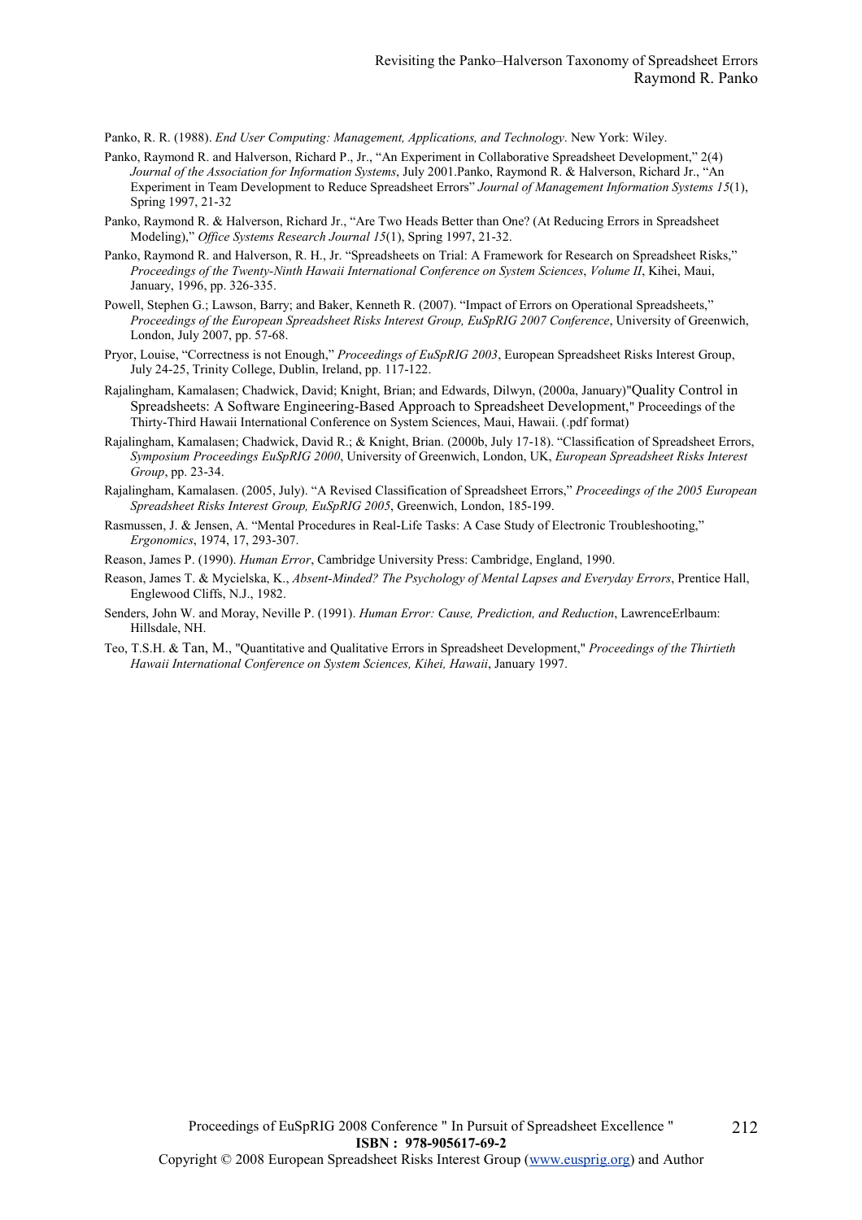Panko, R. R. (1988). *End User Computing: Management, Applications, and Technology*. New York: Wiley.

Panko, Raymond R. and Halverson, Richard P., Jr., "An Experiment in Collaborative Spreadsheet Development," 2(4) *Journal of the Association for Information Systems*, July 2001.Panko, Raymond R. & Halverson, Richard Jr., "An Experiment in Team Development to Reduce Spreadsheet Errors" *Journal of Management Information Systems 15*(1), Spring 1997, 21-32

Panko, Raymond R. & Halverson, Richard Jr., "Are Two Heads Better than One? (At Reducing Errors in Spreadsheet Modeling)," *Office Systems Research Journal 15*(1), Spring 1997, 21-32.

Panko, Raymond R. and Halverson, R. H., Jr. "Spreadsheets on Trial: A Framework for Research on Spreadsheet Risks," *Proceedings of the Twenty-Ninth Hawaii International Conference on System Sciences*, *Volume II*, Kihei, Maui, January, 1996, pp. 326-335.

Powell, Stephen G.; Lawson, Barry; and Baker, Kenneth R. (2007). "Impact of Errors on Operational Spreadsheets," *Proceedings of the European Spreadsheet Risks Interest Group, EuSpRIG 2007 Conference*, University of Greenwich, London, July 2007, pp. 57-68.

Pryor, Louise, "Correctness is not Enough," *Proceedings of EuSpRIG 2003*, European Spreadsheet Risks Interest Group, July 24-25, Trinity College, Dublin, Ireland, pp. 117-122.

Rajalingham, Kamalasen; Chadwick, David; Knight, Brian; and Edwards, Dilwyn, (2000a, January)"Quality Control in Spreadsheets: A Software Engineering-Based Approach to Spreadsheet Development," Proceedings of the Thirty-Third Hawaii International Conference on System Sciences, Maui, Hawaii. (.pdf format)

Rajalingham, Kamalasen; Chadwick, David R.; & Knight, Brian. (2000b, July 17-18). "Classification of Spreadsheet Errors, *Symposium Proceedings EuSpRIG 2000*, University of Greenwich, London, UK, *European Spreadsheet Risks Interest Group*, pp. 23-34.

Rajalingham, Kamalasen. (2005, July). "A Revised Classification of Spreadsheet Errors," *Proceedings of the 2005 European Spreadsheet Risks Interest Group, EuSpRIG 2005*, Greenwich, London, 185-199.

Rasmussen, J. & Jensen, A. "Mental Procedures in Real-Life Tasks: A Case Study of Electronic Troubleshooting," *Ergonomics*, 1974, 17, 293-307.

Reason, James P. (1990). *Human Error*, Cambridge University Press: Cambridge, England, 1990.

Reason, James T. & Mycielska, K., *Absent-Minded? The Psychology of Mental Lapses and Everyday Errors*, Prentice Hall, Englewood Cliffs, N.J., 1982.

Senders, John W. and Moray, Neville P. (1991). *Human Error: Cause, Prediction, and Reduction*, LawrenceErlbaum: Hillsdale, NH.

Teo, T.S.H. & Tan, M., "Quantitative and Qualitative Errors in Spreadsheet Development," *Proceedings of the Thirtieth Hawaii International Conference on System Sciences, Kihei, Hawaii*, January 1997.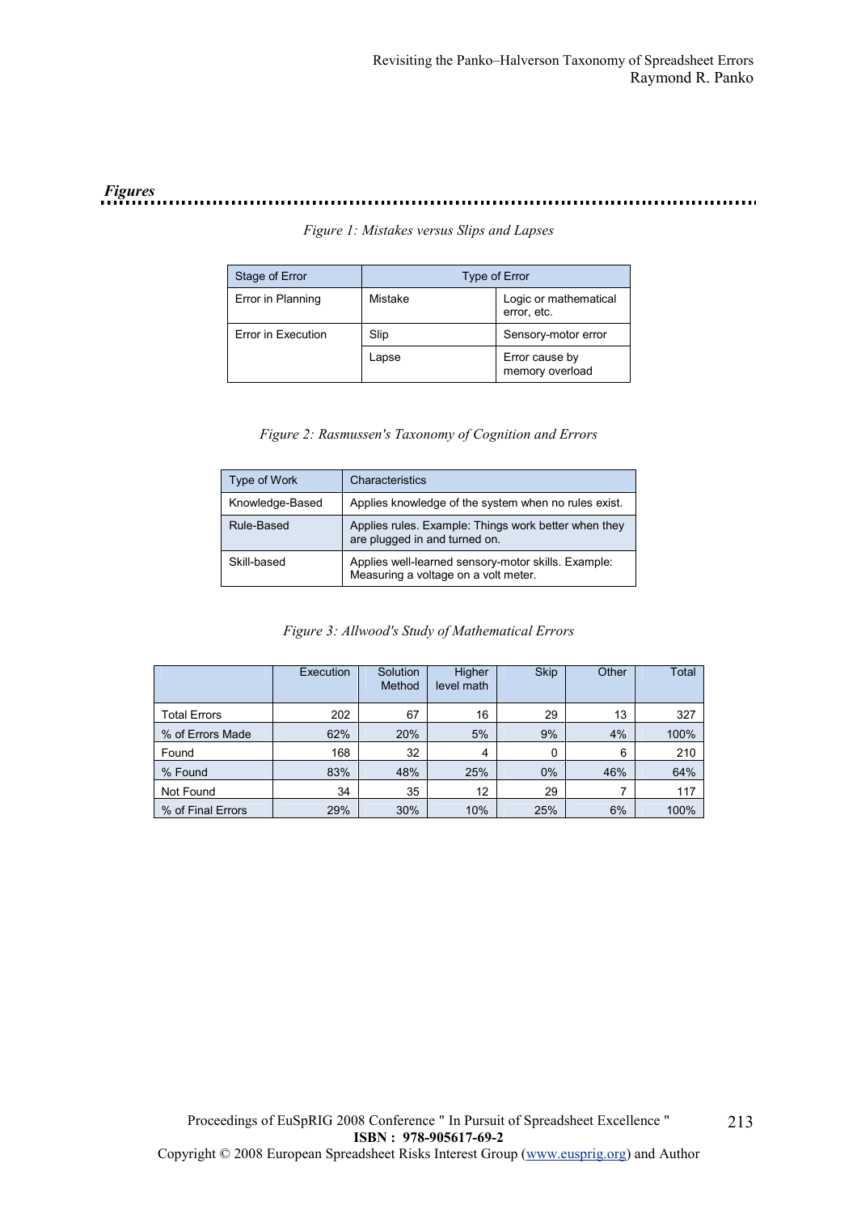## *Figures*

*Figure 1: Mistakes versus Slips and Lapses*

| Stage of Error | Type of Error | |
|---|---|---|
| Error in Planning | Mistake | Logic or mathematical error, etc. |
| Error in Execution | Slip | Sensory-motor error |
| | Lapse | Error cause by memory overload |

*Figure 2: Rasmussen's Taxonomy of Cognition and Errors*

| Type of Work | Characteristics |
|---|---|
| Knowledge-Based | Applies knowledge of the system when no rules exist. |
| Rule-Based | Applies rules. Example: Things work better when they are plugged in and turned on. |
| Skill-based | Applies well-learned sensory-motor skills. Example: Measuring a voltage on a volt meter. |

*Figure 3: Allwood's Study of Mathematical Errors*

| | Execution | Solution Method | Higher level math | Skip | Other | Total |
|---|---|---|---|---|---|---|
| Total Errors | 202 | 67 | 16 | 29 | 13 | 327 |
| % of Errors Made | 62% | 20% | 5% | 9% | 4% | 100% |
| Found | 168 | 32 | 4 | 0 | 6 | 210 |
| % Found | 83% | 48% | 25% | 0% | 46% | 64% |
| Not Found | 34 | 35 | 12 | 29 | 7 | 117 |
| % of Final Errors | 29% | 30% | 10% | 25% | 6% | 100% |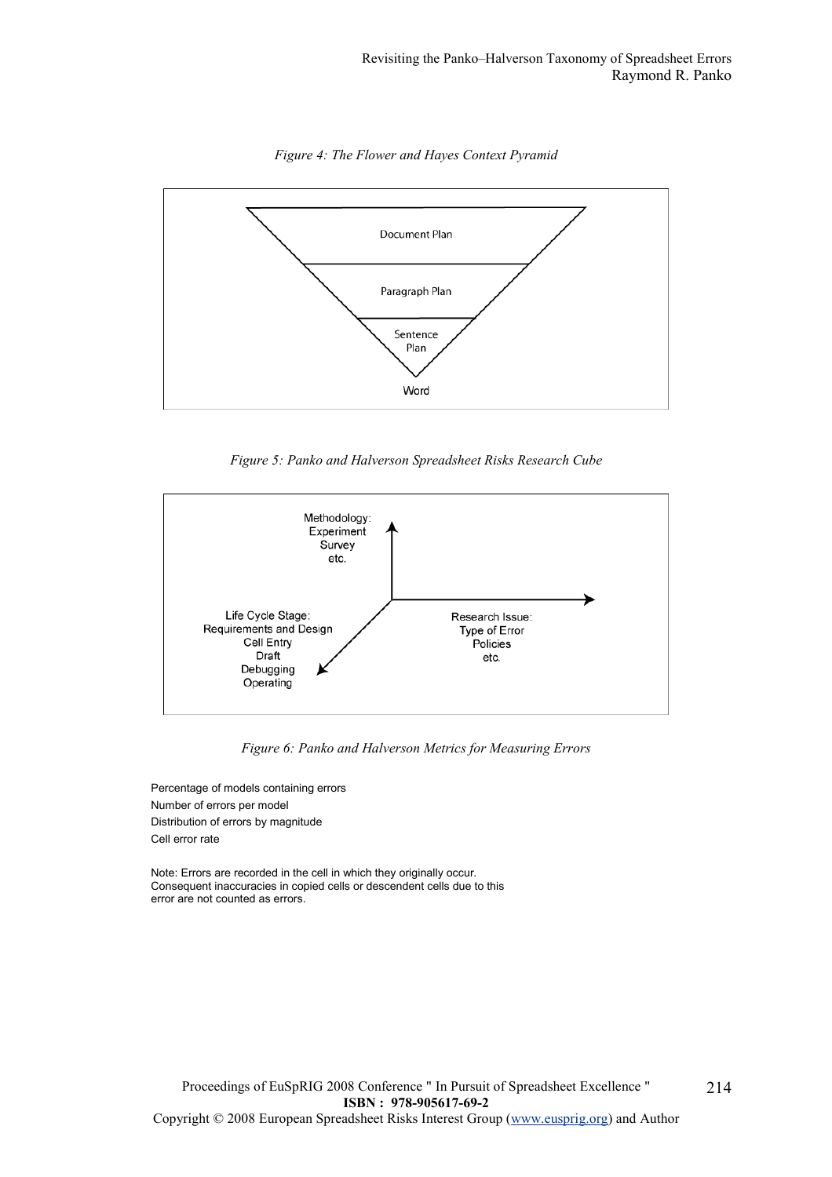*Figure 4: The Flower and Hayes Context Pyramid*

Document Plan

Paragraph Plan

Sentence Plan

Word

*Figure 5: Panko and Halverson Spreadsheet Risks Research Cube*

Methodology:
Experiment
Survey
etc.

Life Cycle Stage:
Requirements and Design
Cell Entry
Draft
Debugging
Operating

Research Issue:
Type of Error
Policies
etc.

*Figure 6: Panko and Halverson Metrics for Measuring Errors*

Percentage of models containing errors
Number of errors per model
Distribution of errors by magnitude
Cell error rate

Note: Errors are recorded in the cell in which they originally occur. Consequent inaccuracies in copied cells or descendent cells due to this error are not counted as errors.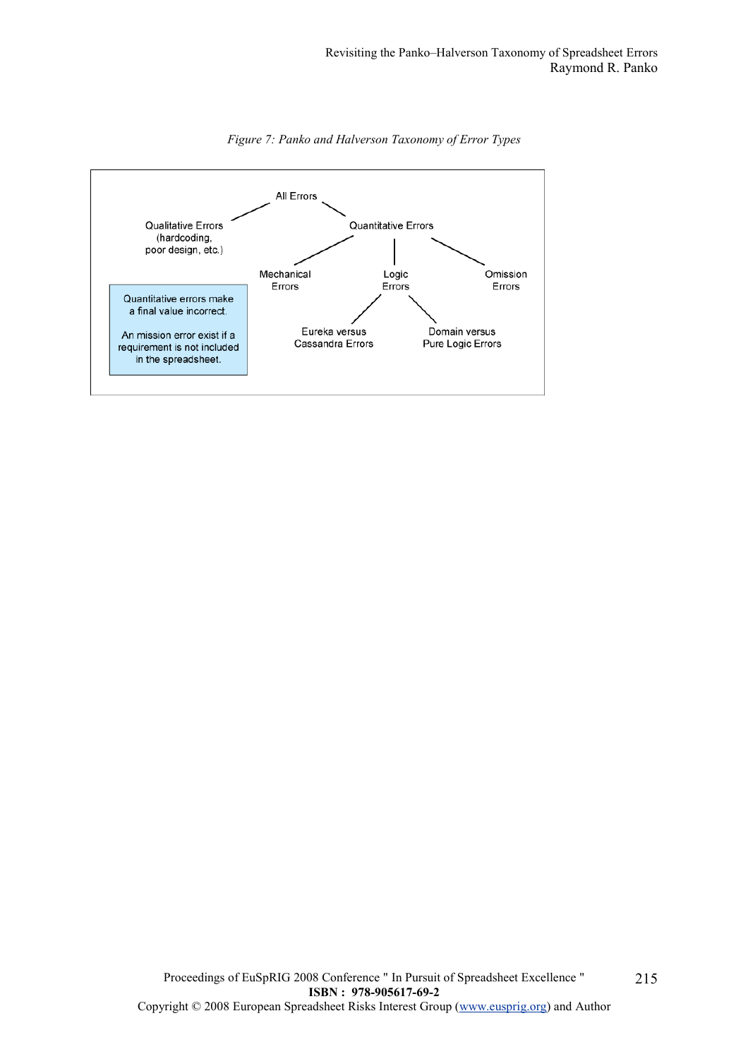*Figure 7: Panko and Halverson Taxonomy of Error Types*

All Errors

- Qualitative Errors (hardcoding, poor design, etc.)
- Quantitative Errors
  - Mechanical Errors
  - Logic Errors
    - Eureka versus Cassandra Errors
    - Domain versus Pure Logic Errors
  - Omission Errors

Quantitative errors make a final value incorrect.

An mission error exist if a requirement is not included in the spreadsheet.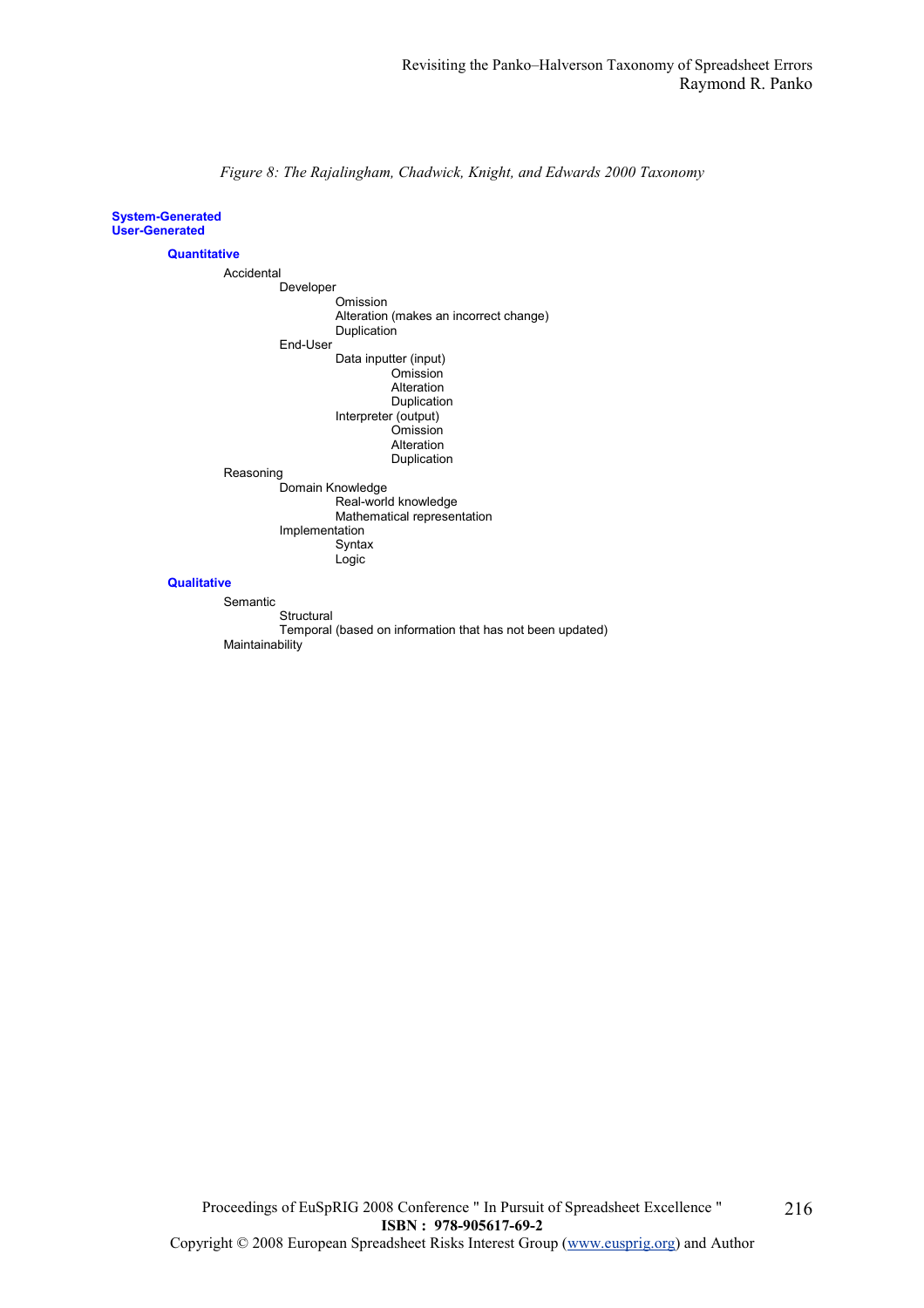*Figure 8: The Rajalingham, Chadwick, Knight, and Edwards 2000 Taxonomy*

- **System-Generated**
- **User-Generated**
  - **Quantitative**
    - Accidental
      - Developer
        - Omission
        - Alteration (makes an incorrect change)
        - Duplication
      - End-User
        - Data inputter (input)
          - Omission
          - Alteration
          - Duplication
        - Interpreter (output)
          - Omission
          - Alteration
          - Duplication
    - Reasoning
      - Domain Knowledge
        - Real-world knowledge
        - Mathematical representation
      - Implementation
        - Syntax
        - Logic
  - **Qualitative**
    - Semantic
      - Structural
      - Temporal (based on information that has not been updated)
    - Maintainability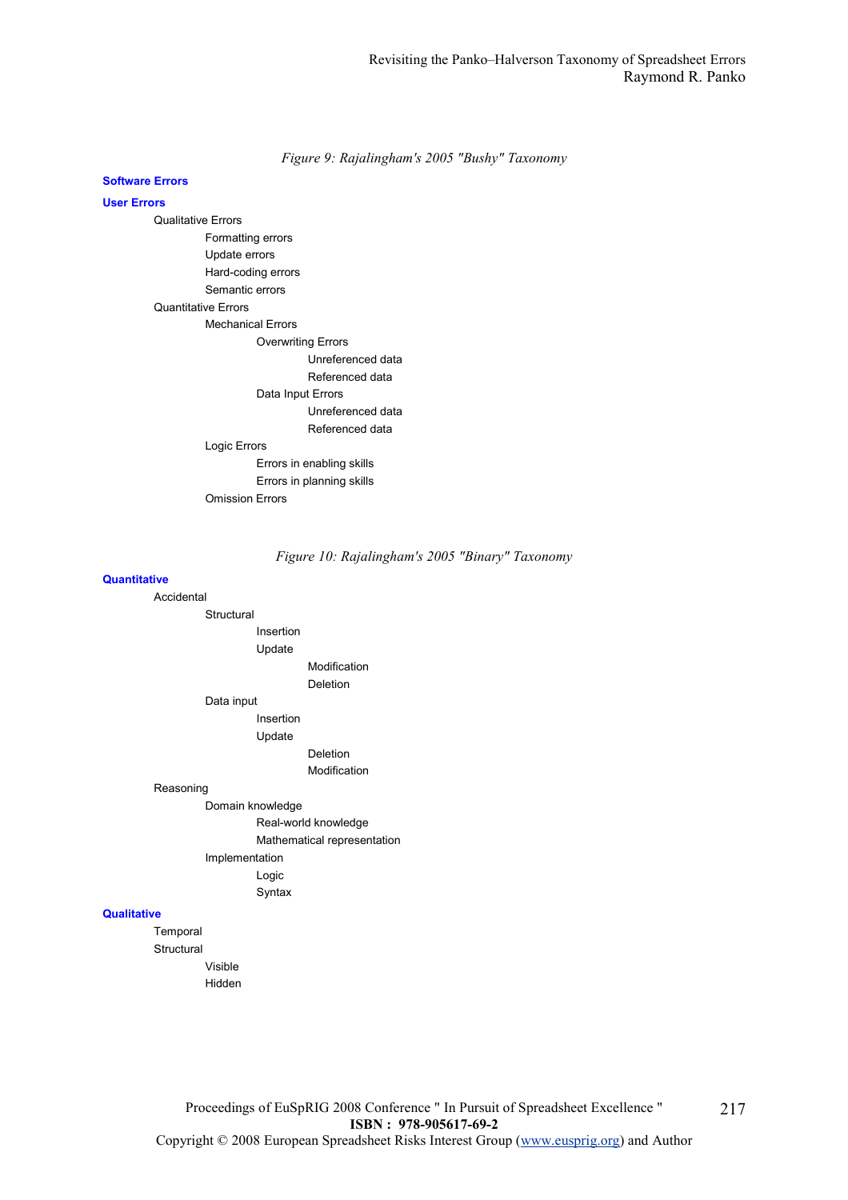*Figure 9: Rajalingham's 2005 "Bushy" Taxonomy*

- **Software Errors**
- **User Errors**
  - Qualitative Errors
    - Formatting errors
    - Update errors
    - Hard-coding errors
    - Semantic errors
  - Quantitative Errors
    - Mechanical Errors
      - Overwriting Errors
        - Unreferenced data
        - Referenced data
      - Data Input Errors
        - Unreferenced data
        - Referenced data
    - Logic Errors
      - Errors in enabling skills
      - Errors in planning skills
    - Omission Errors

*Figure 10: Rajalingham's 2005 "Binary" Taxonomy*

- **Quantitative**
  - Accidental
    - Structural
      - Insertion
      - Update
        - Modification
        - Deletion
    - Data input
      - Insertion
      - Update
        - Deletion
        - Modification
  - Reasoning
    - Domain knowledge
      - Real-world knowledge
      - Mathematical representation
    - Implementation
      - Logic
      - Syntax
- **Qualitative**
  - Temporal
  - Structural
    - Visible
    - Hidden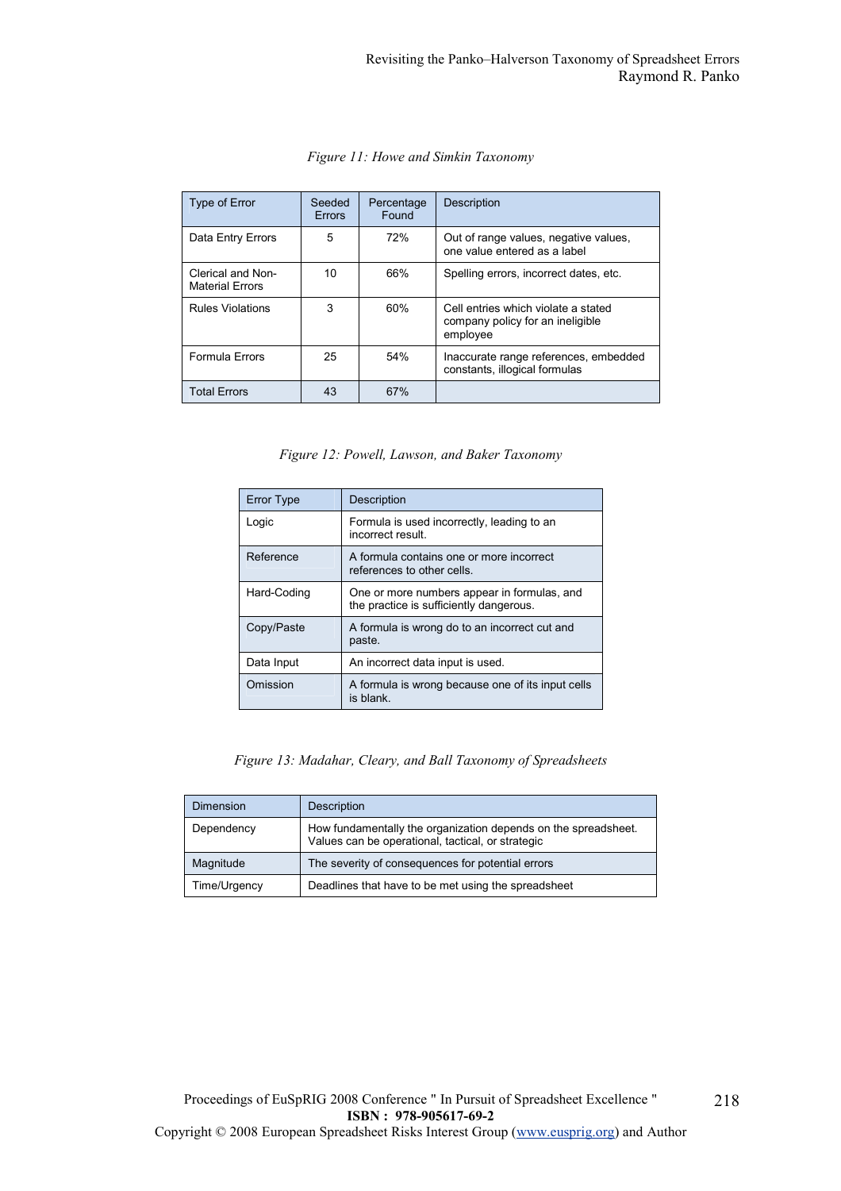*Figure 11: Howe and Simkin Taxonomy*

| Type of Error | Seeded Errors | Percentage Found | Description |
|---|---|---|---|
| Data Entry Errors | 5 | 72% | Out of range values, negative values, one value entered as a label |
| Clerical and Non-Material Errors | 10 | 66% | Spelling errors, incorrect dates, etc. |
| Rules Violations | 3 | 60% | Cell entries which violate a stated company policy for an ineligible employee |
| Formula Errors | 25 | 54% | Inaccurate range references, embedded constants, illogical formulas |
| Total Errors | 43 | 67% | |

*Figure 12: Powell, Lawson, and Baker Taxonomy*

| Error Type | Description |
|---|---|
| Logic | Formula is used incorrectly, leading to an incorrect result. |
| Reference | A formula contains one or more incorrect references to other cells. |
| Hard-Coding | One or more numbers appear in formulas, and the practice is sufficiently dangerous. |
| Copy/Paste | A formula is wrong do to an incorrect cut and paste. |
| Data Input | An incorrect data input is used. |
| Omission | A formula is wrong because one of its input cells is blank. |

*Figure 13: Madahar, Cleary, and Ball Taxonomy of Spreadsheets*

| Dimension | Description |
|---|---|
| Dependency | How fundamentally the organization depends on the spreadsheet. Values can be operational, tactical, or strategic |
| Magnitude | The severity of consequences for potential errors |
| Time/Urgency | Deadlines that have to be met using the spreadsheet |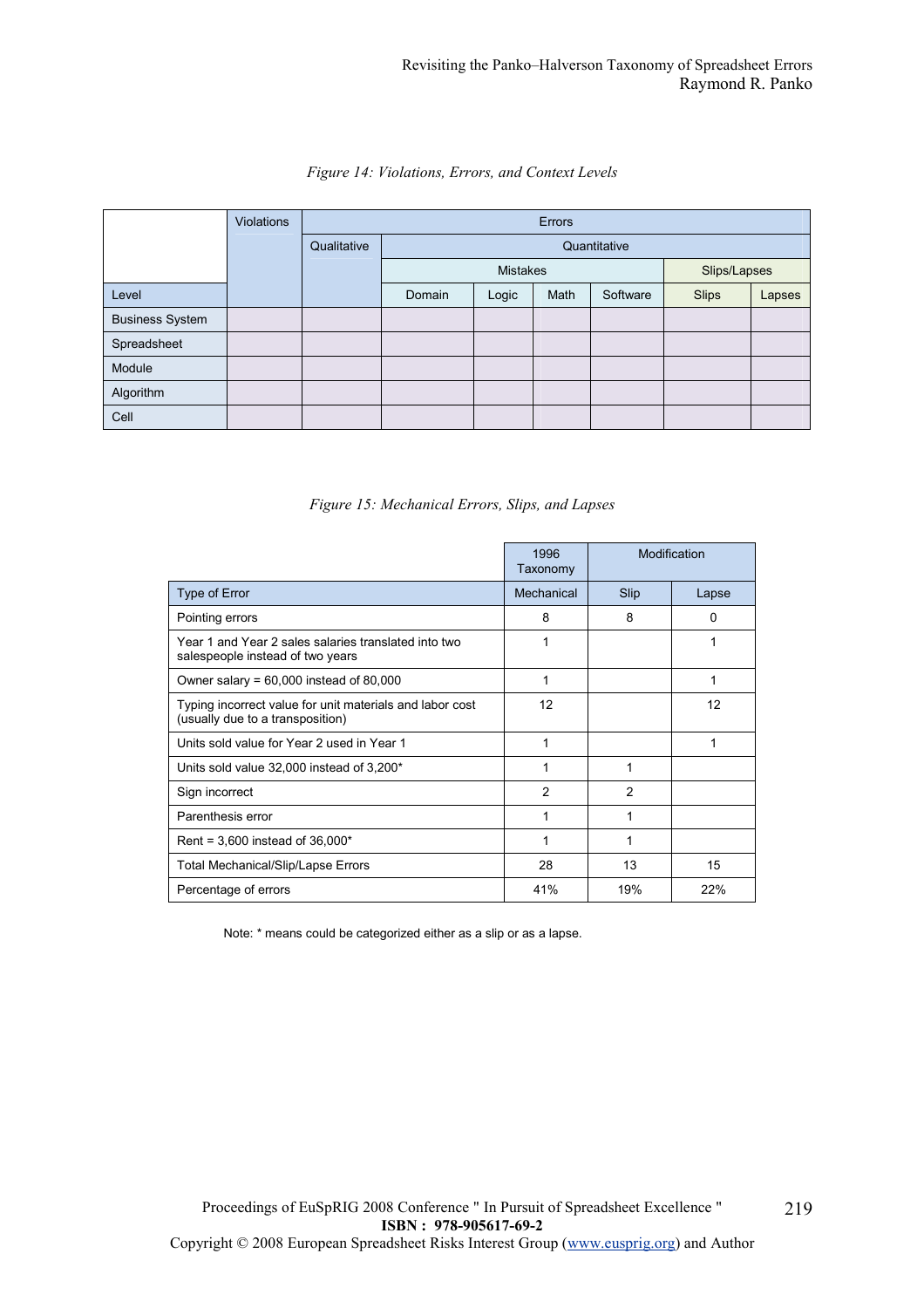*Figure 14: Violations, Errors, and Context Levels*

| | Violations | Errors | | | | | | |
|---|---|---|---|---|---|---|---|---|
| | | Qualitative | Quantitative | | | | | |
| | | | Mistakes | | | | Slips/Lapses | |
| Level | | | Domain | Logic | Math | Software | Slips | Lapses |
| Business System | | | | | | | | |
| Spreadsheet | | | | | | | | |
| Module | | | | | | | | |
| Algorithm | | | | | | | | |
| Cell | | | | | | | | |

*Figure 15: Mechanical Errors, Slips, and Lapses*

| | 1996 Taxonomy | Modification | |
|---|---|---|---|
| Type of Error | Mechanical | Slip | Lapse |
| Pointing errors | 8 | 8 | 0 |
| Year 1 and Year 2 sales salaries translated into two salespeople instead of two years | 1 | | 1 |
| Owner salary = 60,000 instead of 80,000 | 1 | | 1 |
| Typing incorrect value for unit materials and labor cost (usually due to a transposition) | 12 | | 12 |
| Units sold value for Year 2 used in Year 1 | 1 | | 1 |
| Units sold value 32,000 instead of 3,200* | 1 | 1 | |
| Sign incorrect | 2 | 2 | |
| Parenthesis error | 1 | 1 | |
| Rent = 3,600 instead of 36,000* | 1 | 1 | |
| Total Mechanical/Slip/Lapse Errors | 28 | 13 | 15 |
| Percentage of errors | 41% | 19% | 22% |

Note: * means could be categorized either as a slip or as a lapse.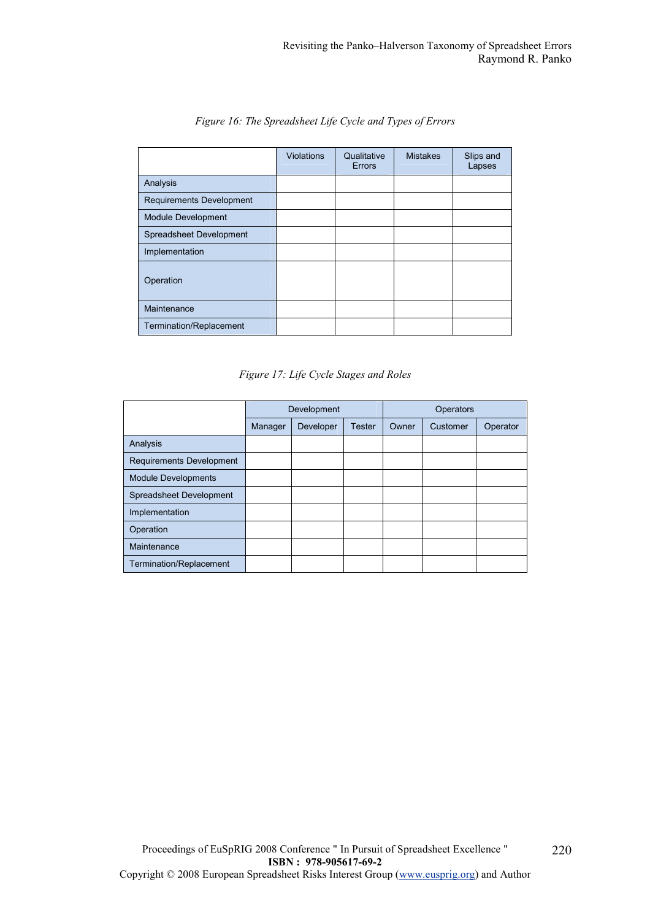*Figure 16: The Spreadsheet Life Cycle and Types of Errors*

| | Violations | Qualitative Errors | Mistakes | Slips and Lapses |
|---|---|---|---|---|
| Analysis | | | | |
| Requirements Development | | | | |
| Module Development | | | | |
| Spreadsheet Development | | | | |
| Implementation | | | | |
| Operation | | | | |
| Maintenance | | | | |
| Termination/Replacement | | | | |

*Figure 17: Life Cycle Stages and Roles*

| | Development | | | Operators | | |
|---|---|---|---|---|---|---|
| | Manager | Developer | Tester | Owner | Customer | Operator |
| Analysis | | | | | | |
| Requirements Development | | | | | | |
| Module Developments | | | | | | |
| Spreadsheet Development | | | | | | |
| Implementation | | | | | | |
| Operation | | | | | | |
| Maintenance | | | | | | |
| Termination/Replacement | | | | | | |